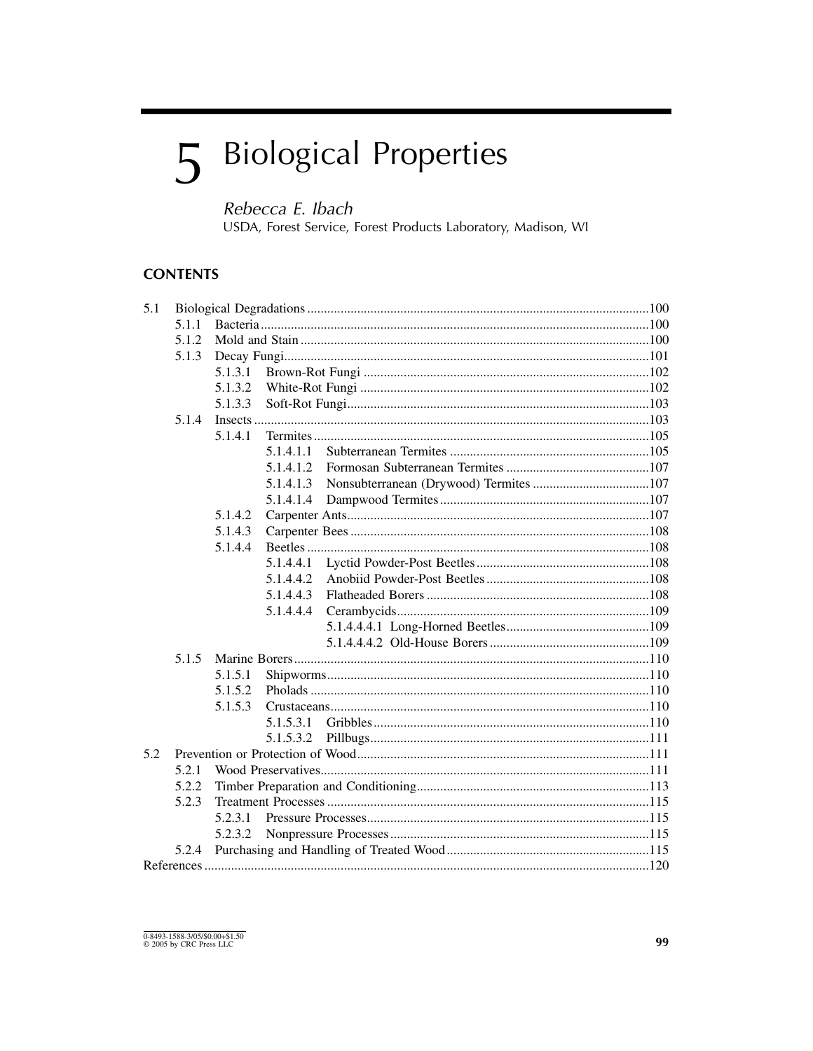# 5 Biological Properties

*Rebecca E. Ibach*
USDA, Forest Service, Forest Products Laboratory, Madison, WI

## CONTENTS

- 5.1 Biological Degradations ... 100
  - 5.1.1 Bacteria ... 100
  - 5.1.2 Mold and Stain ... 100
  - 5.1.3 Decay Fungi ... 101
    - 5.1.3.1 Brown-Rot Fungi ... 102
    - 5.1.3.2 White-Rot Fungi ... 102
    - 5.1.3.3 Soft-Rot Fungi ... 103
  - 5.1.4 Insects ... 103
    - 5.1.4.1 Termites ... 105
      - 5.1.4.1.1 Subterranean Termites ... 105
      - 5.1.4.1.2 Formosan Subterranean Termites ... 107
      - 5.1.4.1.3 Nonsubterranean (Drywood) Termites ... 107
      - 5.1.4.1.4 Dampwood Termites ... 107
    - 5.1.4.2 Carpenter Ants ... 107
    - 5.1.4.3 Carpenter Bees ... 108
    - 5.1.4.4 Beetles ... 108
      - 5.1.4.4.1 Lyctid Powder-Post Beetles ... 108
      - 5.1.4.4.2 Anobiid Powder-Post Beetles ... 108
      - 5.1.4.4.3 Flatheaded Borers ... 108
      - 5.1.4.4.4 Cerambycids ... 109
        - 5.1.4.4.4.1 Long-Horned Beetles ... 109
        - 5.1.4.4.4.2 Old-House Borers ... 109
  - 5.1.5 Marine Borers ... 110
    - 5.1.5.1 Shipworms ... 110
    - 5.1.5.2 Pholads ... 110
    - 5.1.5.3 Crustaceans ... 110
      - 5.1.5.3.1 Gribbles ... 110
      - 5.1.5.3.2 Pillbugs ... 111
- 5.2 Prevention or Protection of Wood ... 111
  - 5.2.1 Wood Preservatives ... 111
  - 5.2.2 Timber Preparation and Conditioning ... 113
  - 5.2.3 Treatment Processes ... 115
    - 5.2.3.1 Pressure Processes ... 115
    - 5.2.3.2 Nonpressure Processes ... 115
  - 5.2.4 Purchasing and Handling of Treated Wood ... 115
- References ... 120

0-8493-1588-3/05/$0.00+$1.50
© 2005 by CRC Press LLC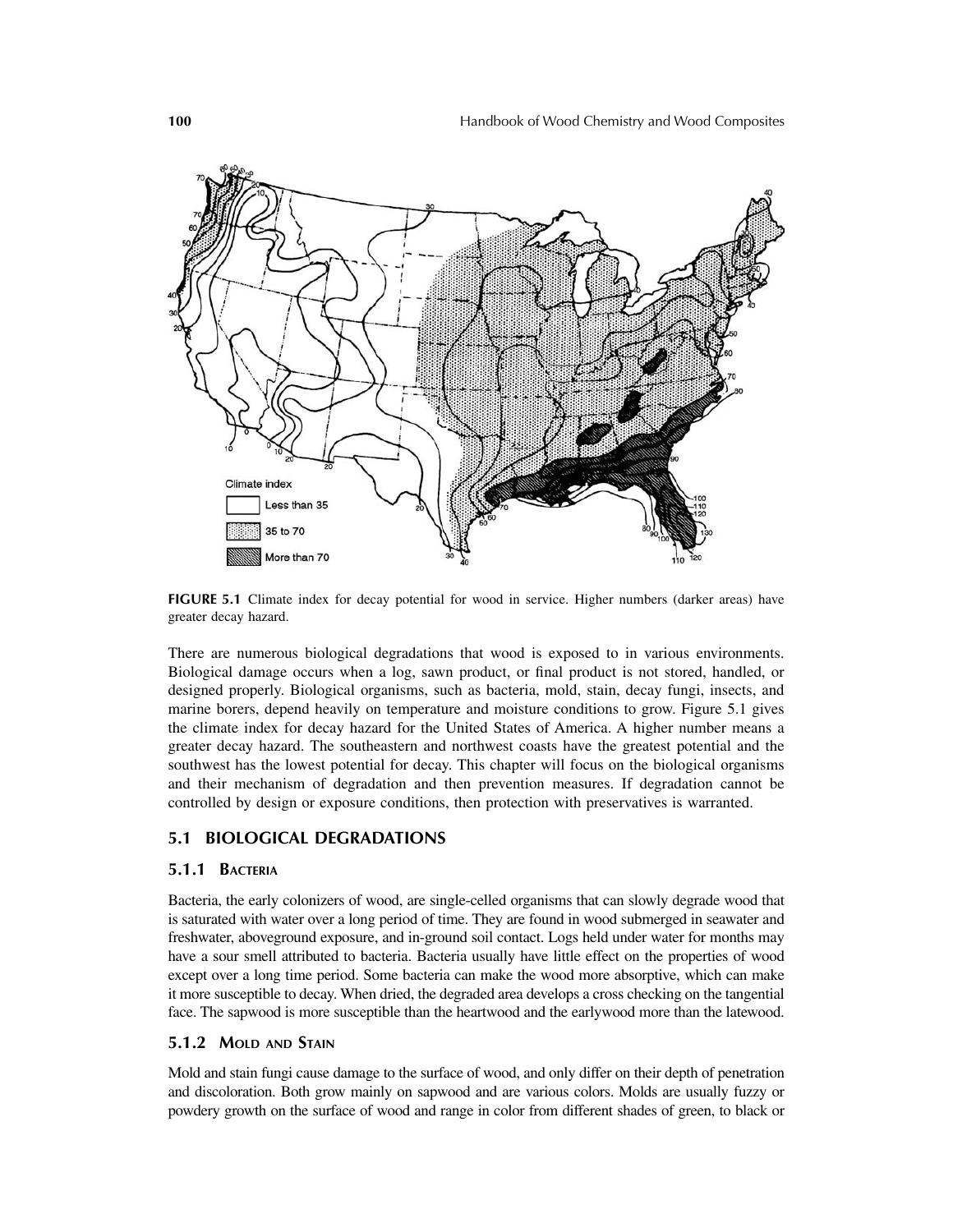Climate index

Less than 35

35 to 70

More than 70

**FIGURE 5.1** Climate index for decay potential for wood in service. Higher numbers (darker areas) have greater decay hazard.

There are numerous biological degradations that wood is exposed to in various environments. Biological damage occurs when a log, sawn product, or final product is not stored, handled, or designed properly. Biological organisms, such as bacteria, mold, stain, decay fungi, insects, and marine borers, depend heavily on temperature and moisture conditions to grow. Figure 5.1 gives the climate index for decay hazard for the United States of America. A higher number means a greater decay hazard. The southeastern and northwest coasts have the greatest potential and the southwest has the lowest potential for decay. This chapter will focus on the biological organisms and their mechanism of degradation and then prevention measures. If degradation cannot be controlled by design or exposure conditions, then protection with preservatives is warranted.

## 5.1 BIOLOGICAL DEGRADATIONS

### 5.1.1 Bacteria

Bacteria, the early colonizers of wood, are single-celled organisms that can slowly degrade wood that is saturated with water over a long period of time. They are found in wood submerged in seawater and freshwater, aboveground exposure, and in-ground soil contact. Logs held under water for months may have a sour smell attributed to bacteria. Bacteria usually have little effect on the properties of wood except over a long time period. Some bacteria can make the wood more absorptive, which can make it more susceptible to decay. When dried, the degraded area develops a cross checking on the tangential face. The sapwood is more susceptible than the heartwood and the earlywood more than the latewood.

### 5.1.2 Mold and Stain

Mold and stain fungi cause damage to the surface of wood, and only differ on their depth of penetration and discoloration. Both grow mainly on sapwood and are various colors. Molds are usually fuzzy or powdery growth on the surface of wood and range in color from different shades of green, to black or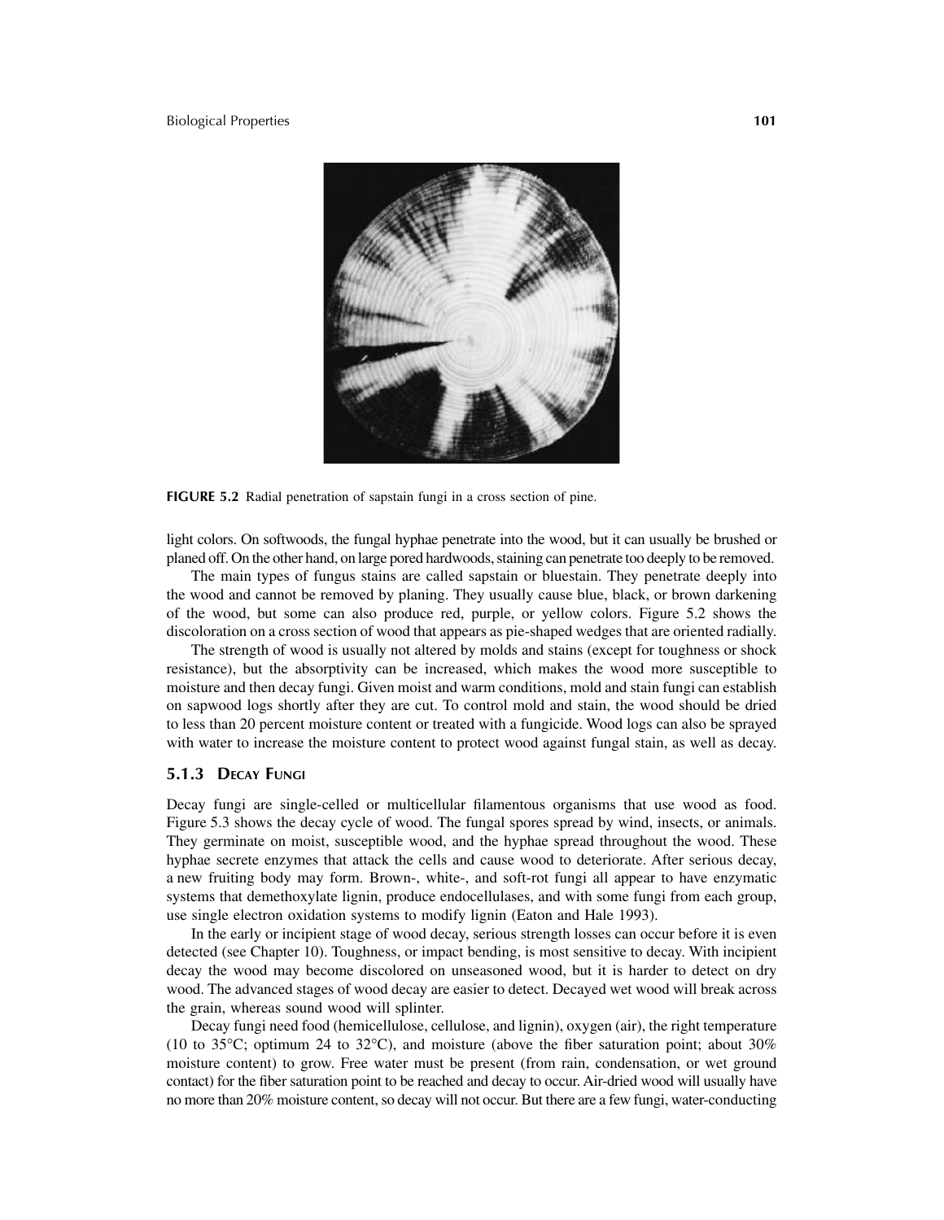FIGURE 5.2 Radial penetration of sapstain fungi in a cross section of pine.

light colors. On softwoods, the fungal hyphae penetrate into the wood, but it can usually be brushed or planed off. On the other hand, on large pored hardwoods, staining can penetrate too deeply to be removed.

The main types of fungus stains are called sapstain or bluestain. They penetrate deeply into the wood and cannot be removed by planing. They usually cause blue, black, or brown darkening of the wood, but some can also produce red, purple, or yellow colors. Figure 5.2 shows the discoloration on a cross section of wood that appears as pie-shaped wedges that are oriented radially.

The strength of wood is usually not altered by molds and stains (except for toughness or shock resistance), but the absorptivity can be increased, which makes the wood more susceptible to moisture and then decay fungi. Given moist and warm conditions, mold and stain fungi can establish on sapwood logs shortly after they are cut. To control mold and stain, the wood should be dried to less than 20 percent moisture content or treated with a fungicide. Wood logs can also be sprayed with water to increase the moisture content to protect wood against fungal stain, as well as decay.

### 5.1.3 Decay Fungi

Decay fungi are single-celled or multicellular filamentous organisms that use wood as food. Figure 5.3 shows the decay cycle of wood. The fungal spores spread by wind, insects, or animals. They germinate on moist, susceptible wood, and the hyphae spread throughout the wood. These hyphae secrete enzymes that attack the cells and cause wood to deteriorate. After serious decay, a new fruiting body may form. Brown-, white-, and soft-rot fungi all appear to have enzymatic systems that demethoxylate lignin, produce endocellulases, and with some fungi from each group, use single electron oxidation systems to modify lignin (Eaton and Hale 1993).

In the early or incipient stage of wood decay, serious strength losses can occur before it is even detected (see Chapter 10). Toughness, or impact bending, is most sensitive to decay. With incipient decay the wood may become discolored on unseasoned wood, but it is harder to detect on dry wood. The advanced stages of wood decay are easier to detect. Decayed wet wood will break across the grain, whereas sound wood will splinter.

Decay fungi need food (hemicellulose, cellulose, and lignin), oxygen (air), the right temperature (10 to 35°C; optimum 24 to 32°C), and moisture (above the fiber saturation point; about 30% moisture content) to grow. Free water must be present (from rain, condensation, or wet ground contact) for the fiber saturation point to be reached and decay to occur. Air-dried wood will usually have no more than 20% moisture content, so decay will not occur. But there are a few fungi, water-conducting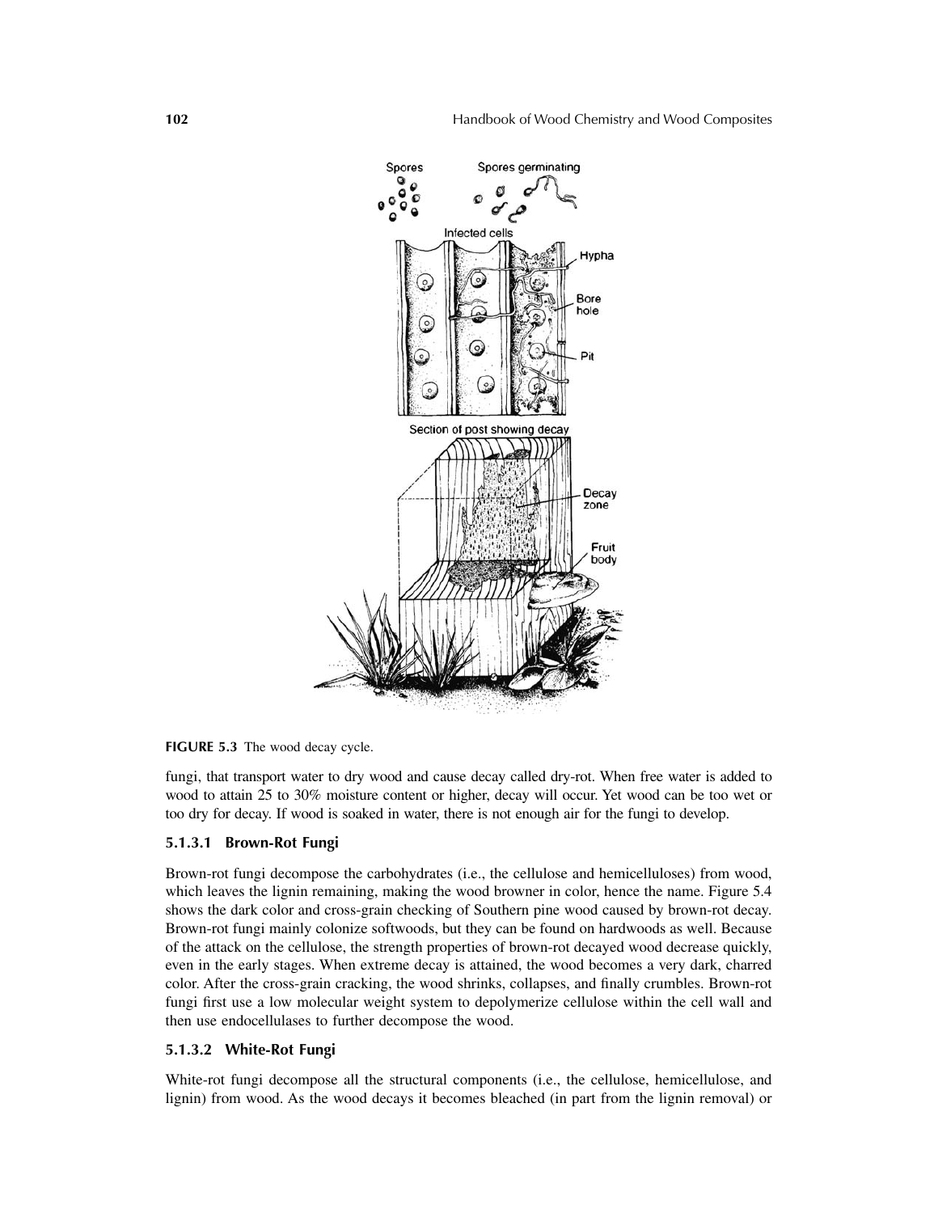FIGURE 5.3 The wood decay cycle.

fungi, that transport water to dry wood and cause decay called dry-rot. When free water is added to wood to attain 25 to 30% moisture content or higher, decay will occur. Yet wood can be too wet or too dry for decay. If wood is soaked in water, there is not enough air for the fungi to develop.

#### 5.1.3.1 Brown-Rot Fungi

Brown-rot fungi decompose the carbohydrates (i.e., the cellulose and hemicelluloses) from wood, which leaves the lignin remaining, making the wood browner in color, hence the name. Figure 5.4 shows the dark color and cross-grain checking of Southern pine wood caused by brown-rot decay. Brown-rot fungi mainly colonize softwoods, but they can be found on hardwoods as well. Because of the attack on the cellulose, the strength properties of brown-rot decayed wood decrease quickly, even in the early stages. When extreme decay is attained, the wood becomes a very dark, charred color. After the cross-grain cracking, the wood shrinks, collapses, and finally crumbles. Brown-rot fungi first use a low molecular weight system to depolymerize cellulose within the cell wall and then use endocellulases to further decompose the wood.

#### 5.1.3.2 White-Rot Fungi

White-rot fungi decompose all the structural components (i.e., the cellulose, hemicellulose, and lignin) from wood. As the wood decays it becomes bleached (in part from the lignin removal) or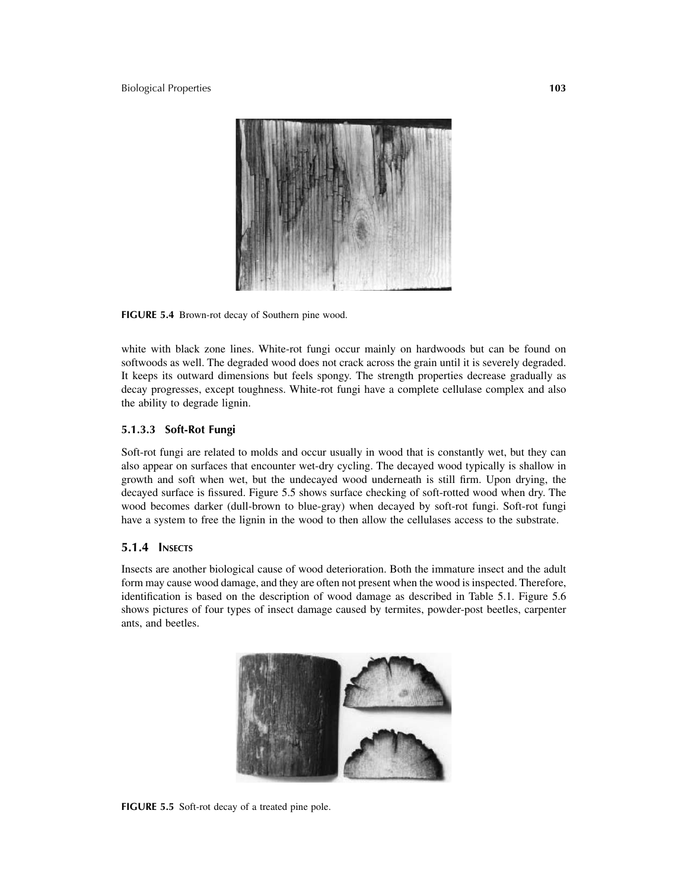FIGURE 5.4 Brown-rot decay of Southern pine wood.

white with black zone lines. White-rot fungi occur mainly on hardwoods but can be found on softwoods as well. The degraded wood does not crack across the grain until it is severely degraded. It keeps its outward dimensions but feels spongy. The strength properties decrease gradually as decay progresses, except toughness. White-rot fungi have a complete cellulase complex and also the ability to degrade lignin.

#### 5.1.3.3 Soft-Rot Fungi

Soft-rot fungi are related to molds and occur usually in wood that is constantly wet, but they can also appear on surfaces that encounter wet-dry cycling. The decayed wood typically is shallow in growth and soft when wet, but the undecayed wood underneath is still firm. Upon drying, the decayed surface is fissured. Figure 5.5 shows surface checking of soft-rotted wood when dry. The wood becomes darker (dull-brown to blue-gray) when decayed by soft-rot fungi. Soft-rot fungi have a system to free the lignin in the wood to then allow the cellulases access to the substrate.

### 5.1.4 Insects

Insects are another biological cause of wood deterioration. Both the immature insect and the adult form may cause wood damage, and they are often not present when the wood is inspected. Therefore, identification is based on the description of wood damage as described in Table 5.1. Figure 5.6 shows pictures of four types of insect damage caused by termites, powder-post beetles, carpenter ants, and beetles.

FIGURE 5.5 Soft-rot decay of a treated pine pole.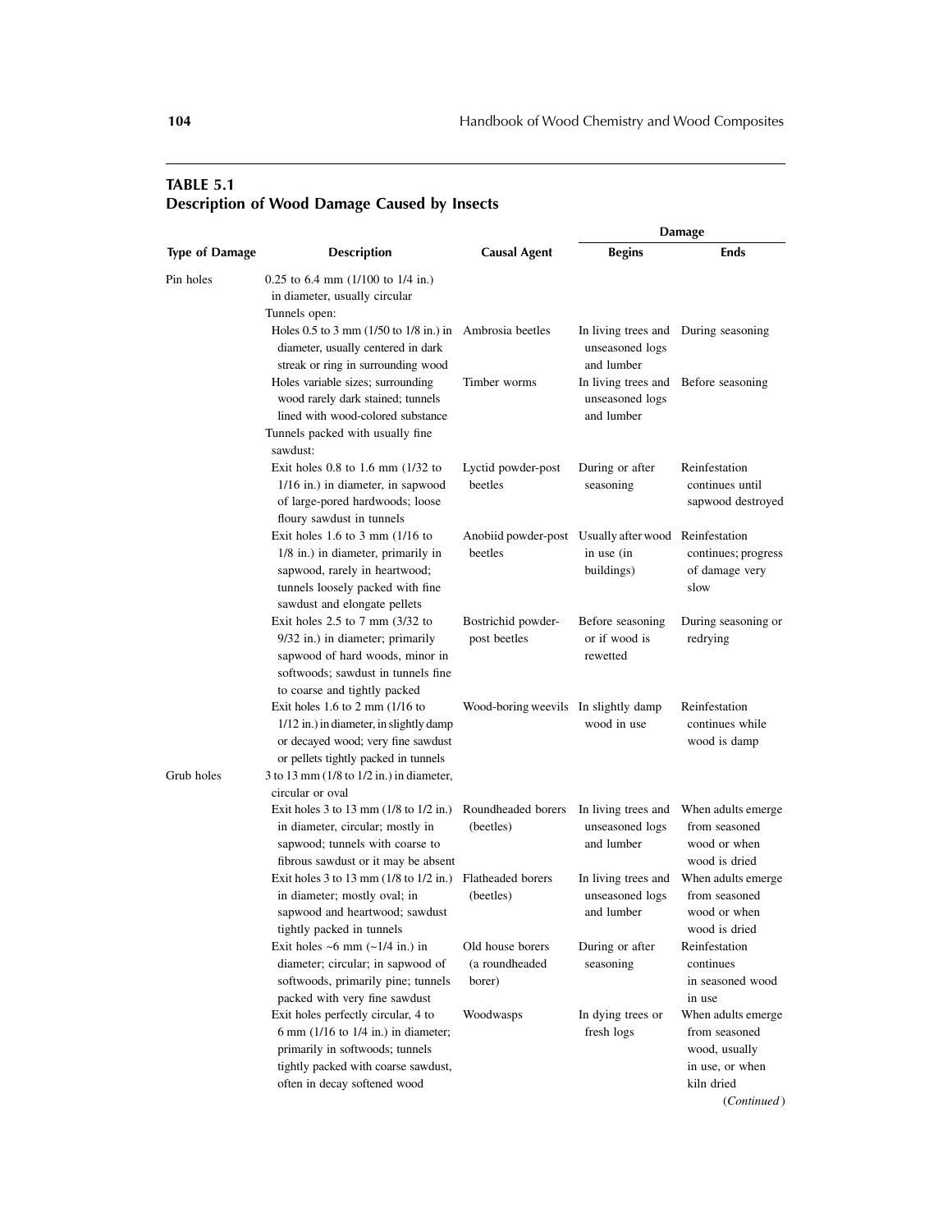**TABLE 5.1**
**Description of Wood Damage Caused by Insects**

| Type of Damage | Description | Causal Agent | Damage | |
|---|---|---|---|---|
| | | | **Begins** | **Ends** |
| Pin holes | 0.25 to 6.4 mm (1/100 to 1/4 in.) in diameter, usually circular | | | |
| | Tunnels open: | | | |
| | Holes 0.5 to 3 mm (1/50 to 1/8 in.) in diameter, usually centered in dark streak or ring in surrounding wood | Ambrosia beetles | In living trees and unseasoned logs and lumber | During seasoning |
| | Holes variable sizes; surrounding wood rarely dark stained; tunnels lined with wood-colored substance | Timber worms | In living trees and unseasoned logs and lumber | Before seasoning |
| | Tunnels packed with usually fine sawdust: | | | |
| | Exit holes 0.8 to 1.6 mm (1/32 to 1/16 in.) in diameter, in sapwood of large-pored hardwoods; loose floury sawdust in tunnels | Lyctid powder-post beetles | During or after seasoning | Reinfestation continues until sapwood destroyed |
| | Exit holes 1.6 to 3 mm (1/16 to 1/8 in.) in diameter, primarily in sapwood, rarely in heartwood; tunnels loosely packed with fine sawdust and elongate pellets | Anobiid powder-post beetles | Usually after wood in use (in buildings) | Reinfestation continues; progress of damage very slow |
| | Exit holes 2.5 to 7 mm (3/32 to 9/32 in.) in diameter; primarily sapwood of hard woods, minor in softwoods; sawdust in tunnels fine to coarse and tightly packed | Bostrichid powder-post beetles | Before seasoning or if wood is rewetted | During seasoning or redrying |
| | Exit holes 1.6 to 2 mm (1/16 to 1/12 in.) in diameter, in slightly damp or decayed wood; very fine sawdust or pellets tightly packed in tunnels | Wood-boring weevils | In slightly damp wood in use | Reinfestation continues while wood is damp |
| Grub holes | 3 to 13 mm (1/8 to 1/2 in.) in diameter, circular or oval | | | |
| | Exit holes 3 to 13 mm (1/8 to 1/2 in.) in diameter, circular; mostly in sapwood; tunnels with coarse to fibrous sawdust or it may be absent | Roundheaded borers (beetles) | In living trees and unseasoned logs and lumber | When adults emerge from seasoned wood or when wood is dried |
| | Exit holes 3 to 13 mm (1/8 to 1/2 in.) in diameter; mostly oval; in sapwood and heartwood; sawdust tightly packed in tunnels | Flatheaded borers (beetles) | In living trees and unseasoned logs and lumber | When adults emerge from seasoned wood or when wood is dried |
| | Exit holes ~6 mm (~1/4 in.) in diameter; circular; in sapwood of softwoods, primarily pine; tunnels packed with very fine sawdust | Old house borers (a roundheaded borer) | During or after seasoning | Reinfestation continues in seasoned wood in use |
| | Exit holes perfectly circular, 4 to 6 mm (1/16 to 1/4 in.) in diameter; primarily in softwoods; tunnels tightly packed with coarse sawdust, often in decay softened wood | Woodwasps | In dying trees or fresh logs | When adults emerge from seasoned wood, usually in use, or when kiln dried |

(*Continued*)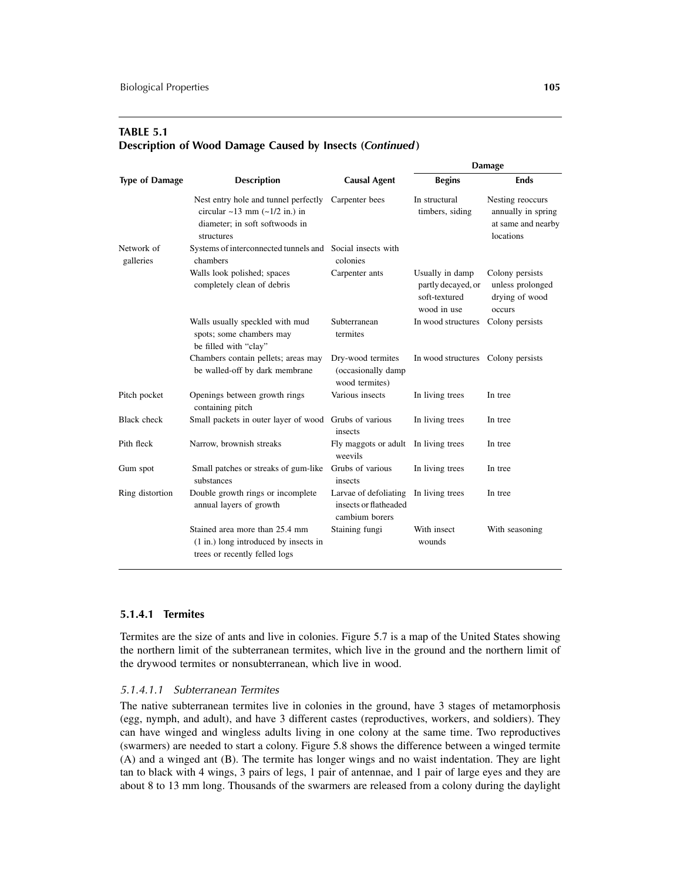**TABLE 5.1**
**Description of Wood Damage Caused by Insects (*Continued*)**

| Type of Damage | Description | Causal Agent | Damage | |
|---|---|---|---|---|
| | | | **Begins** | **Ends** |
| | Nest entry hole and tunnel perfectly circular ~13 mm (~1/2 in.) in diameter; in soft softwoods in structures | Carpenter bees | In structural timbers, siding | Nesting reoccurs annually in spring at same and nearby locations |
| Network of galleries | Systems of interconnected tunnels and chambers | Social insects with colonies | | |
| | Walls look polished; spaces completely clean of debris | Carpenter ants | Usually in damp partly decayed, or soft-textured wood in use | Colony persists unless prolonged drying of wood occurs |
| | Walls usually speckled with mud spots; some chambers may be filled with "clay" | Subterranean termites | In wood structures | Colony persists |
| | Chambers contain pellets; areas may be walled-off by dark membrane | Dry-wood termites (occasionally damp wood termites) | In wood structures | Colony persists |
| Pitch pocket | Openings between growth rings containing pitch | Various insects | In living trees | In tree |
| Black check | Small packets in outer layer of wood | Grubs of various insects | In living trees | In tree |
| Pith fleck | Narrow, brownish streaks | Fly maggots or adult weevils | In living trees | In tree |
| Gum spot | Small patches or streaks of gum-like substances | Grubs of various insects | In living trees | In tree |
| Ring distortion | Double growth rings or incomplete annual layers of growth | Larvae of defoliating insects or flatheaded cambium borers | In living trees | In tree |
| | Stained area more than 25.4 mm (1 in.) long introduced by insects in trees or recently felled logs | Staining fungi | With insect wounds | With seasoning |

#### 5.1.4.1 Termites

Termites are the size of ants and live in colonies. Figure 5.7 is a map of the United States showing the northern limit of the subterranean termites, which live in the ground and the northern limit of the drywood termites or nonsubterranean, which live in wood.

##### *5.1.4.1.1 Subterranean Termites*

The native subterranean termites live in colonies in the ground, have 3 stages of metamorphosis (egg, nymph, and adult), and have 3 different castes (reproductives, workers, and soldiers). They can have winged and wingless adults living in one colony at the same time. Two reproductives (swarmers) are needed to start a colony. Figure 5.8 shows the difference between a winged termite (A) and a winged ant (B). The termite has longer wings and no waist indentation. They are light tan to black with 4 wings, 3 pairs of legs, 1 pair of antennae, and 1 pair of large eyes and they are about 8 to 13 mm long. Thousands of the swarmers are released from a colony during the daylight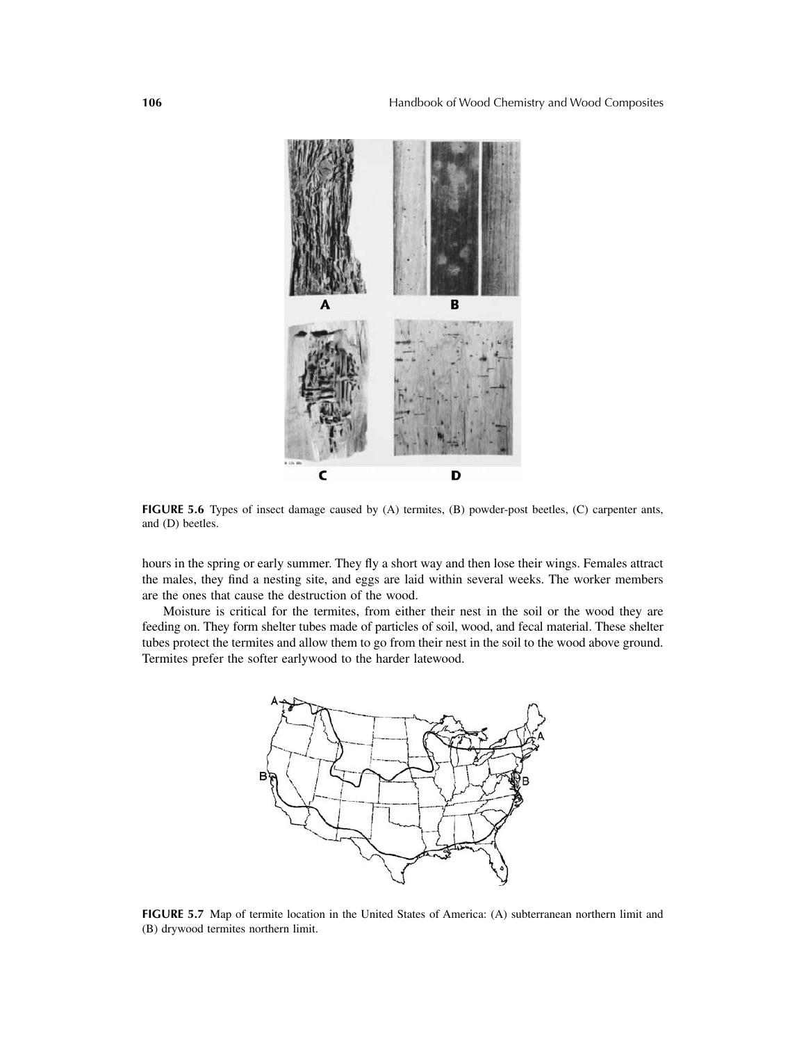FIGURE 5.6 Types of insect damage caused by (A) termites, (B) powder-post beetles, (C) carpenter ants, and (D) beetles.

hours in the spring or early summer. They fly a short way and then lose their wings. Females attract the males, they find a nesting site, and eggs are laid within several weeks. The worker members are the ones that cause the destruction of the wood.

Moisture is critical for the termites, from either their nest in the soil or the wood they are feeding on. They form shelter tubes made of particles of soil, wood, and fecal material. These shelter tubes protect the termites and allow them to go from their nest in the soil to the wood above ground. Termites prefer the softer earlywood to the harder latewood.

FIGURE 5.7 Map of termite location in the United States of America: (A) subterranean northern limit and (B) drywood termites northern limit.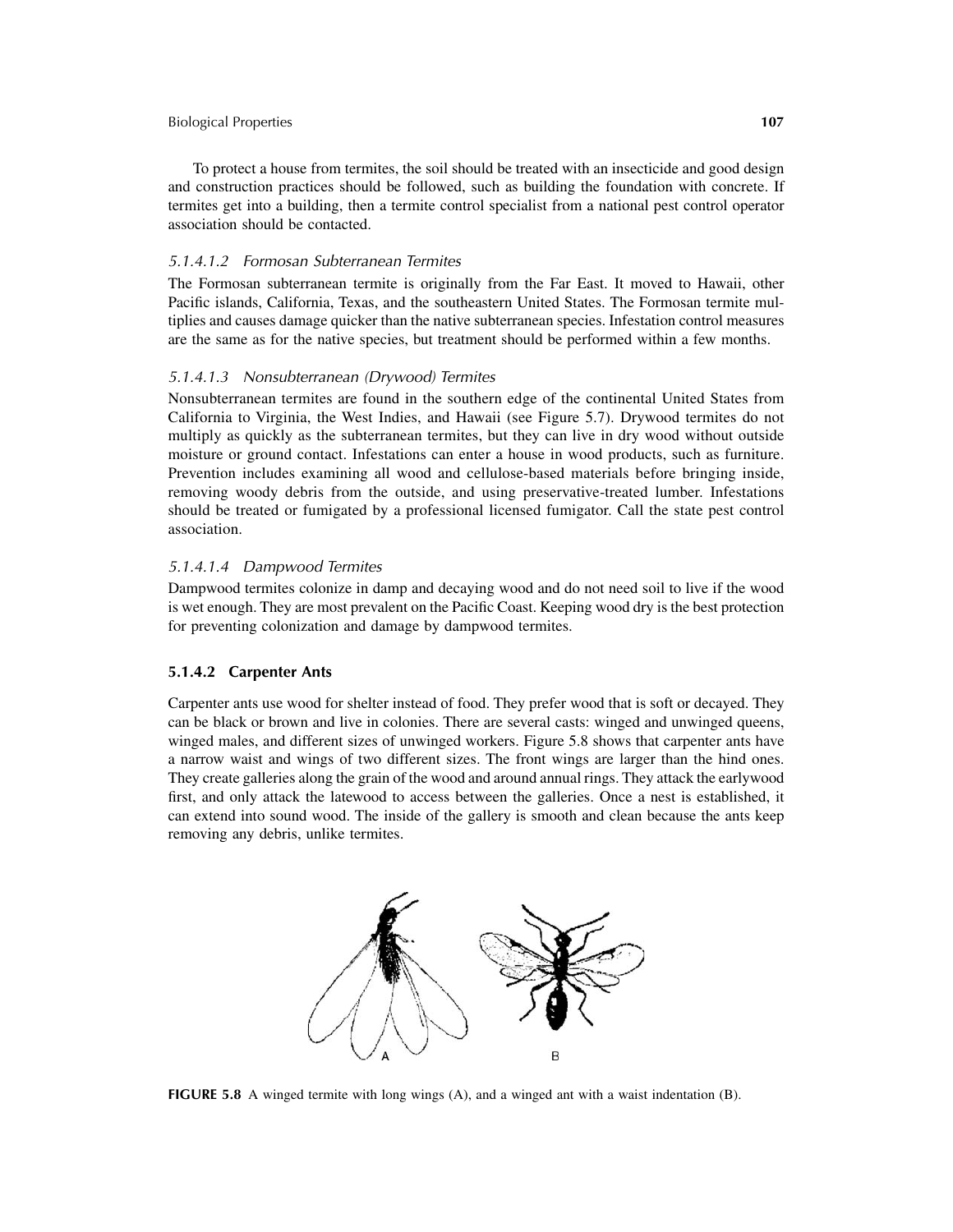To protect a house from termites, the soil should be treated with an insecticide and good design and construction practices should be followed, such as building the foundation with concrete. If termites get into a building, then a termite control specialist from a national pest control operator association should be contacted.

#### *5.1.4.1.2 Formosan Subterranean Termites*

The Formosan subterranean termite is originally from the Far East. It moved to Hawaii, other Pacific islands, California, Texas, and the southeastern United States. The Formosan termite multiplies and causes damage quicker than the native subterranean species. Infestation control measures are the same as for the native species, but treatment should be performed within a few months.

#### *5.1.4.1.3 Nonsubterranean (Drywood) Termites*

Nonsubterranean termites are found in the southern edge of the continental United States from California to Virginia, the West Indies, and Hawaii (see Figure 5.7). Drywood termites do not multiply as quickly as the subterranean termites, but they can live in dry wood without outside moisture or ground contact. Infestations can enter a house in wood products, such as furniture. Prevention includes examining all wood and cellulose-based materials before bringing inside, removing woody debris from the outside, and using preservative-treated lumber. Infestations should be treated or fumigated by a professional licensed fumigator. Call the state pest control association.

#### *5.1.4.1.4 Dampwood Termites*

Dampwood termites colonize in damp and decaying wood and do not need soil to live if the wood is wet enough. They are most prevalent on the Pacific Coast. Keeping wood dry is the best protection for preventing colonization and damage by dampwood termites.

### 5.1.4.2 Carpenter Ants

Carpenter ants use wood for shelter instead of food. They prefer wood that is soft or decayed. They can be black or brown and live in colonies. There are several casts: winged and unwinged queens, winged males, and different sizes of unwinged workers. Figure 5.8 shows that carpenter ants have a narrow waist and wings of two different sizes. The front wings are larger than the hind ones. They create galleries along the grain of the wood and around annual rings. They attack the earlywood first, and only attack the latewood to access between the galleries. Once a nest is established, it can extend into sound wood. The inside of the gallery is smooth and clean because the ants keep removing any debris, unlike termites.

A

B

**FIGURE 5.8** A winged termite with long wings (A), and a winged ant with a waist indentation (B).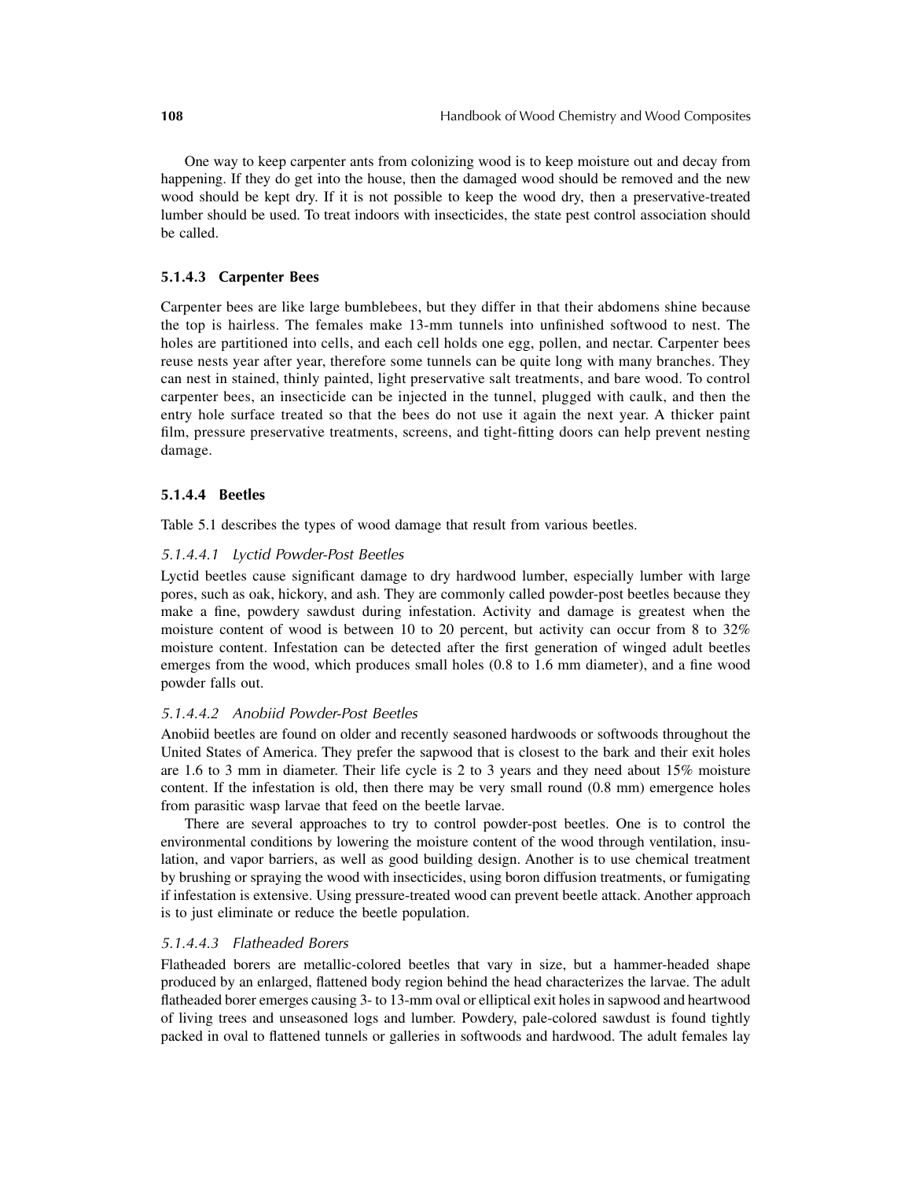One way to keep carpenter ants from colonizing wood is to keep moisture out and decay from happening. If they do get into the house, then the damaged wood should be removed and the new wood should be kept dry. If it is not possible to keep the wood dry, then a preservative-treated lumber should be used. To treat indoors with insecticides, the state pest control association should be called.

### 5.1.4.3 Carpenter Bees

Carpenter bees are like large bumblebees, but they differ in that their abdomens shine because the top is hairless. The females make 13-mm tunnels into unfinished softwood to nest. The holes are partitioned into cells, and each cell holds one egg, pollen, and nectar. Carpenter bees reuse nests year after year, therefore some tunnels can be quite long with many branches. They can nest in stained, thinly painted, light preservative salt treatments, and bare wood. To control carpenter bees, an insecticide can be injected in the tunnel, plugged with caulk, and then the entry hole surface treated so that the bees do not use it again the next year. A thicker paint film, pressure preservative treatments, screens, and tight-fitting doors can help prevent nesting damage.

### 5.1.4.4 Beetles

Table 5.1 describes the types of wood damage that result from various beetles.

#### *5.1.4.4.1 Lyctid Powder-Post Beetles*

Lyctid beetles cause significant damage to dry hardwood lumber, especially lumber with large pores, such as oak, hickory, and ash. They are commonly called powder-post beetles because they make a fine, powdery sawdust during infestation. Activity and damage is greatest when the moisture content of wood is between 10 to 20 percent, but activity can occur from 8 to 32% moisture content. Infestation can be detected after the first generation of winged adult beetles emerges from the wood, which produces small holes (0.8 to 1.6 mm diameter), and a fine wood powder falls out.

#### *5.1.4.4.2 Anobiid Powder-Post Beetles*

Anobiid beetles are found on older and recently seasoned hardwoods or softwoods throughout the United States of America. They prefer the sapwood that is closest to the bark and their exit holes are 1.6 to 3 mm in diameter. Their life cycle is 2 to 3 years and they need about 15% moisture content. If the infestation is old, then there may be very small round (0.8 mm) emergence holes from parasitic wasp larvae that feed on the beetle larvae.

There are several approaches to try to control powder-post beetles. One is to control the environmental conditions by lowering the moisture content of the wood through ventilation, insulation, and vapor barriers, as well as good building design. Another is to use chemical treatment by brushing or spraying the wood with insecticides, using boron diffusion treatments, or fumigating if infestation is extensive. Using pressure-treated wood can prevent beetle attack. Another approach is to just eliminate or reduce the beetle population.

#### *5.1.4.4.3 Flatheaded Borers*

Flatheaded borers are metallic-colored beetles that vary in size, but a hammer-headed shape produced by an enlarged, flattened body region behind the head characterizes the larvae. The adult flatheaded borer emerges causing 3- to 13-mm oval or elliptical exit holes in sapwood and heartwood of living trees and unseasoned logs and lumber. Powdery, pale-colored sawdust is found tightly packed in oval to flattened tunnels or galleries in softwoods and hardwood. The adult females lay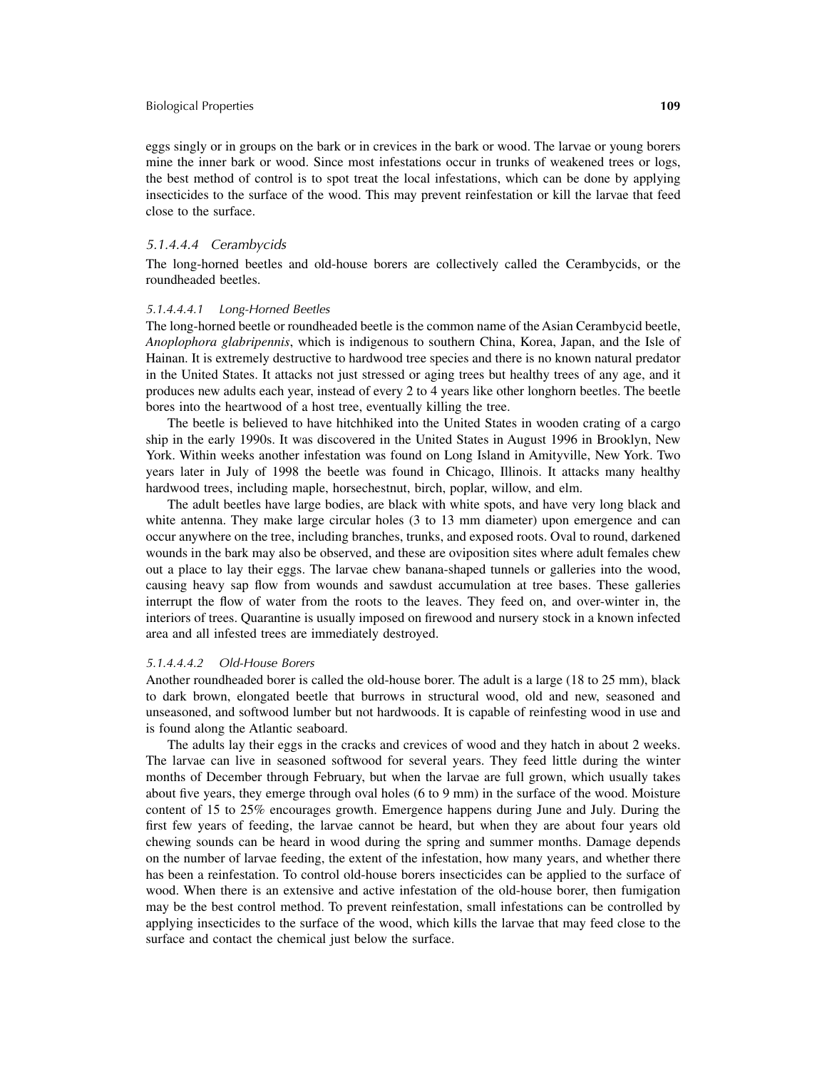eggs singly or in groups on the bark or in crevices in the bark or wood. The larvae or young borers mine the inner bark or wood. Since most infestations occur in trunks of weakened trees or logs, the best method of control is to spot treat the local infestations, which can be done by applying insecticides to the surface of the wood. This may prevent reinfestation or kill the larvae that feed close to the surface.

#### 5.1.4.4.4 Cerambycids

The long-horned beetles and old-house borers are collectively called the Cerambycids, or the roundheaded beetles.

##### 5.1.4.4.4.1 Long-Horned Beetles

The long-horned beetle or roundheaded beetle is the common name of the Asian Cerambycid beetle, *Anoplophora glabripennis*, which is indigenous to southern China, Korea, Japan, and the Isle of Hainan. It is extremely destructive to hardwood tree species and there is no known natural predator in the United States. It attacks not just stressed or aging trees but healthy trees of any age, and it produces new adults each year, instead of every 2 to 4 years like other longhorn beetles. The beetle bores into the heartwood of a host tree, eventually killing the tree.

The beetle is believed to have hitchhiked into the United States in wooden crating of a cargo ship in the early 1990s. It was discovered in the United States in August 1996 in Brooklyn, New York. Within weeks another infestation was found on Long Island in Amityville, New York. Two years later in July of 1998 the beetle was found in Chicago, Illinois. It attacks many healthy hardwood trees, including maple, horsechestnut, birch, poplar, willow, and elm.

The adult beetles have large bodies, are black with white spots, and have very long black and white antenna. They make large circular holes (3 to 13 mm diameter) upon emergence and can occur anywhere on the tree, including branches, trunks, and exposed roots. Oval to round, darkened wounds in the bark may also be observed, and these are oviposition sites where adult females chew out a place to lay their eggs. The larvae chew banana-shaped tunnels or galleries into the wood, causing heavy sap flow from wounds and sawdust accumulation at tree bases. These galleries interrupt the flow of water from the roots to the leaves. They feed on, and over-winter in, the interiors of trees. Quarantine is usually imposed on firewood and nursery stock in a known infected area and all infested trees are immediately destroyed.

##### 5.1.4.4.4.2 Old-House Borers

Another roundheaded borer is called the old-house borer. The adult is a large (18 to 25 mm), black to dark brown, elongated beetle that burrows in structural wood, old and new, seasoned and unseasoned, and softwood lumber but not hardwoods. It is capable of reinfesting wood in use and is found along the Atlantic seaboard.

The adults lay their eggs in the cracks and crevices of wood and they hatch in about 2 weeks. The larvae can live in seasoned softwood for several years. They feed little during the winter months of December through February, but when the larvae are full grown, which usually takes about five years, they emerge through oval holes (6 to 9 mm) in the surface of the wood. Moisture content of 15 to 25% encourages growth. Emergence happens during June and July. During the first few years of feeding, the larvae cannot be heard, but when they are about four years old chewing sounds can be heard in wood during the spring and summer months. Damage depends on the number of larvae feeding, the extent of the infestation, how many years, and whether there has been a reinfestation. To control old-house borers insecticides can be applied to the surface of wood. When there is an extensive and active infestation of the old-house borer, then fumigation may be the best control method. To prevent reinfestation, small infestations can be controlled by applying insecticides to the surface of the wood, which kills the larvae that may feed close to the surface and contact the chemical just below the surface.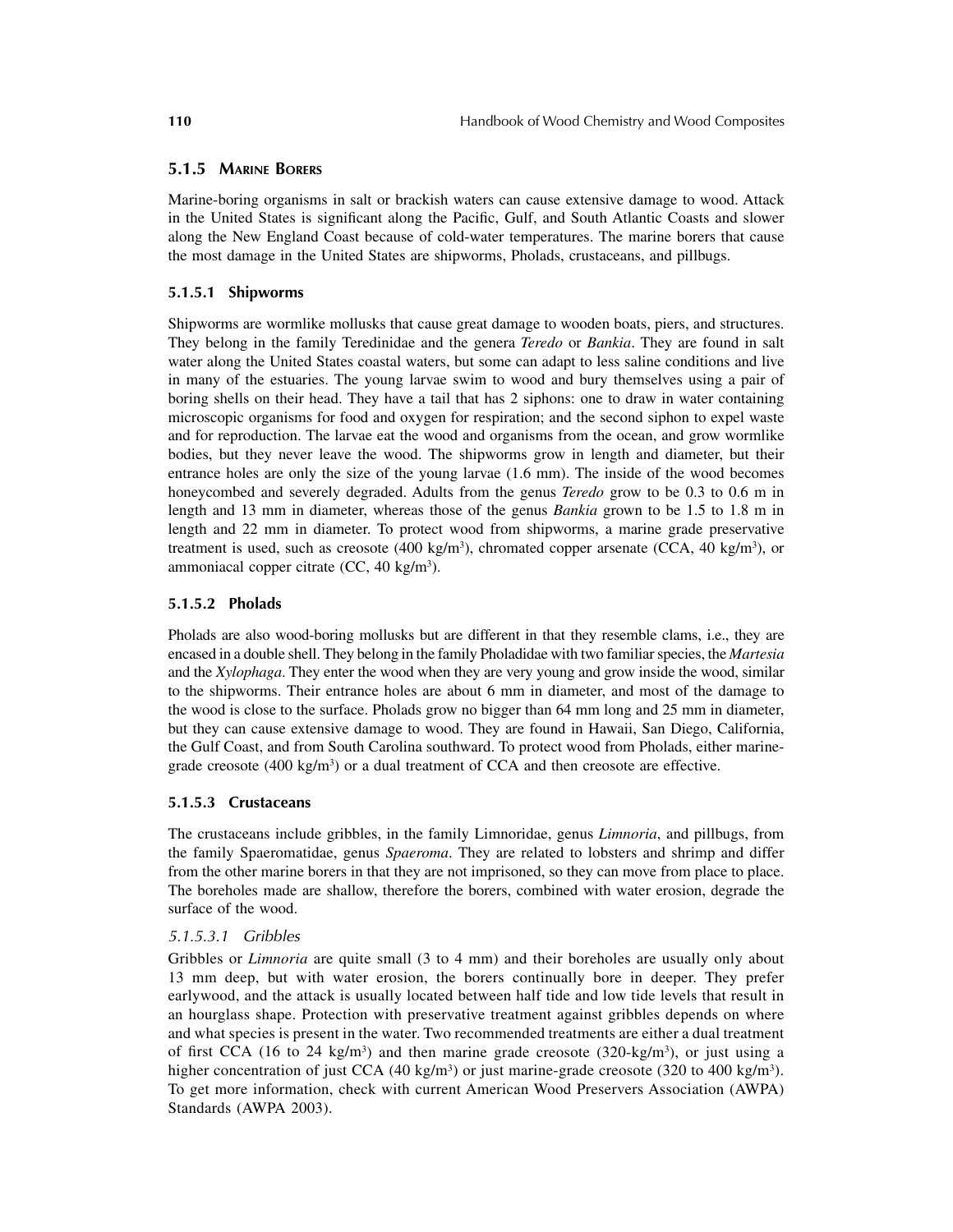### 5.1.5 Marine Borers

Marine-boring organisms in salt or brackish waters can cause extensive damage to wood. Attack in the United States is significant along the Pacific, Gulf, and South Atlantic Coasts and slower along the New England Coast because of cold-water temperatures. The marine borers that cause the most damage in the United States are shipworms, Pholads, crustaceans, and pillbugs.

#### 5.1.5.1 Shipworms

Shipworms are wormlike mollusks that cause great damage to wooden boats, piers, and structures. They belong in the family Teredinidae and the genera *Teredo* or *Bankia*. They are found in salt water along the United States coastal waters, but some can adapt to less saline conditions and live in many of the estuaries. The young larvae swim to wood and bury themselves using a pair of boring shells on their head. They have a tail that has 2 siphons: one to draw in water containing microscopic organisms for food and oxygen for respiration; and the second siphon to expel waste and for reproduction. The larvae eat the wood and organisms from the ocean, and grow wormlike bodies, but they never leave the wood. The shipworms grow in length and diameter, but their entrance holes are only the size of the young larvae (1.6 mm). The inside of the wood becomes honeycombed and severely degraded. Adults from the genus *Teredo* grow to be 0.3 to 0.6 m in length and 13 mm in diameter, whereas those of the genus *Bankia* grown to be 1.5 to 1.8 m in length and 22 mm in diameter. To protect wood from shipworms, a marine grade preservative treatment is used, such as creosote (400 kg/m$^3$), chromated copper arsenate (CCA, 40 kg/m$^3$), or ammoniacal copper citrate (CC, 40 kg/m$^3$).

#### 5.1.5.2 Pholads

Pholads are also wood-boring mollusks but are different in that they resemble clams, i.e., they are encased in a double shell. They belong in the family Pholadidae with two familiar species, the *Martesia* and the *Xylophaga*. They enter the wood when they are very young and grow inside the wood, similar to the shipworms. Their entrance holes are about 6 mm in diameter, and most of the damage to the wood is close to the surface. Pholads grow no bigger than 64 mm long and 25 mm in diameter, but they can cause extensive damage to wood. They are found in Hawaii, San Diego, California, the Gulf Coast, and from South Carolina southward. To protect wood from Pholads, either marine-grade creosote (400 kg/m$^3$) or a dual treatment of CCA and then creosote are effective.

#### 5.1.5.3 Crustaceans

The crustaceans include gribbles, in the family Limnoridae, genus *Limnoria*, and pillbugs, from the family Spaeromatidae, genus *Spaeroma*. They are related to lobsters and shrimp and differ from the other marine borers in that they are not imprisoned, so they can move from place to place. The boreholes made are shallow, therefore the borers, combined with water erosion, degrade the surface of the wood.

##### *5.1.5.3.1 Gribbles*

Gribbles or *Limnoria* are quite small (3 to 4 mm) and their boreholes are usually only about 13 mm deep, but with water erosion, the borers continually bore in deeper. They prefer earlywood, and the attack is usually located between half tide and low tide levels that result in an hourglass shape. Protection with preservative treatment against gribbles depends on where and what species is present in the water. Two recommended treatments are either a dual treatment of first CCA (16 to 24 kg/m$^3$) and then marine grade creosote (320-kg/m$^3$), or just using a higher concentration of just CCA (40 kg/m$^3$) or just marine-grade creosote (320 to 400 kg/m$^3$). To get more information, check with current American Wood Preservers Association (AWPA) Standards (AWPA 2003).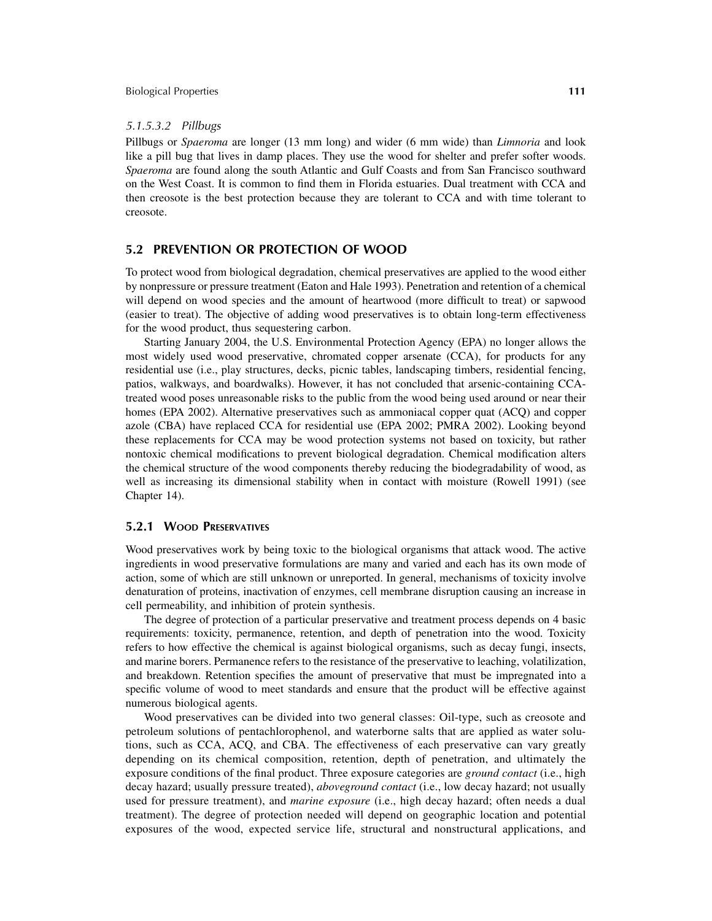##### 5.1.5.3.2 Pillbugs

Pillbugs or *Spaeroma* are longer (13 mm long) and wider (6 mm wide) than *Limnoria* and look like a pill bug that lives in damp places. They use the wood for shelter and prefer softer woods. *Spaeroma* are found along the south Atlantic and Gulf Coasts and from San Francisco southward on the West Coast. It is common to find them in Florida estuaries. Dual treatment with CCA and then creosote is the best protection because they are tolerant to CCA and with time tolerant to creosote.

## 5.2 PREVENTION OR PROTECTION OF WOOD

To protect wood from biological degradation, chemical preservatives are applied to the wood either by nonpressure or pressure treatment (Eaton and Hale 1993). Penetration and retention of a chemical will depend on wood species and the amount of heartwood (more difficult to treat) or sapwood (easier to treat). The objective of adding wood preservatives is to obtain long-term effectiveness for the wood product, thus sequestering carbon.

Starting January 2004, the U.S. Environmental Protection Agency (EPA) no longer allows the most widely used wood preservative, chromated copper arsenate (CCA), for products for any residential use (i.e., play structures, decks, picnic tables, landscaping timbers, residential fencing, patios, walkways, and boardwalks). However, it has not concluded that arsenic-containing CCA-treated wood poses unreasonable risks to the public from the wood being used around or near their homes (EPA 2002). Alternative preservatives such as ammoniacal copper quat (ACQ) and copper azole (CBA) have replaced CCA for residential use (EPA 2002; PMRA 2002). Looking beyond these replacements for CCA may be wood protection systems not based on toxicity, but rather nontoxic chemical modifications to prevent biological degradation. Chemical modification alters the chemical structure of the wood components thereby reducing the biodegradability of wood, as well as increasing its dimensional stability when in contact with moisture (Rowell 1991) (see Chapter 14).

### 5.2.1 WOOD PRESERVATIVES

Wood preservatives work by being toxic to the biological organisms that attack wood. The active ingredients in wood preservative formulations are many and varied and each has its own mode of action, some of which are still unknown or unreported. In general, mechanisms of toxicity involve denaturation of proteins, inactivation of enzymes, cell membrane disruption causing an increase in cell permeability, and inhibition of protein synthesis.

The degree of protection of a particular preservative and treatment process depends on 4 basic requirements: toxicity, permanence, retention, and depth of penetration into the wood. Toxicity refers to how effective the chemical is against biological organisms, such as decay fungi, insects, and marine borers. Permanence refers to the resistance of the preservative to leaching, volatilization, and breakdown. Retention specifies the amount of preservative that must be impregnated into a specific volume of wood to meet standards and ensure that the product will be effective against numerous biological agents.

Wood preservatives can be divided into two general classes: Oil-type, such as creosote and petroleum solutions of pentachlorophenol, and waterborne salts that are applied as water solutions, such as CCA, ACQ, and CBA. The effectiveness of each preservative can vary greatly depending on its chemical composition, retention, depth of penetration, and ultimately the exposure conditions of the final product. Three exposure categories are *ground contact* (i.e., high decay hazard; usually pressure treated), *aboveground contact* (i.e., low decay hazard; not usually used for pressure treatment), and *marine exposure* (i.e., high decay hazard; often needs a dual treatment). The degree of protection needed will depend on geographic location and potential exposures of the wood, expected service life, structural and nonstructural applications, and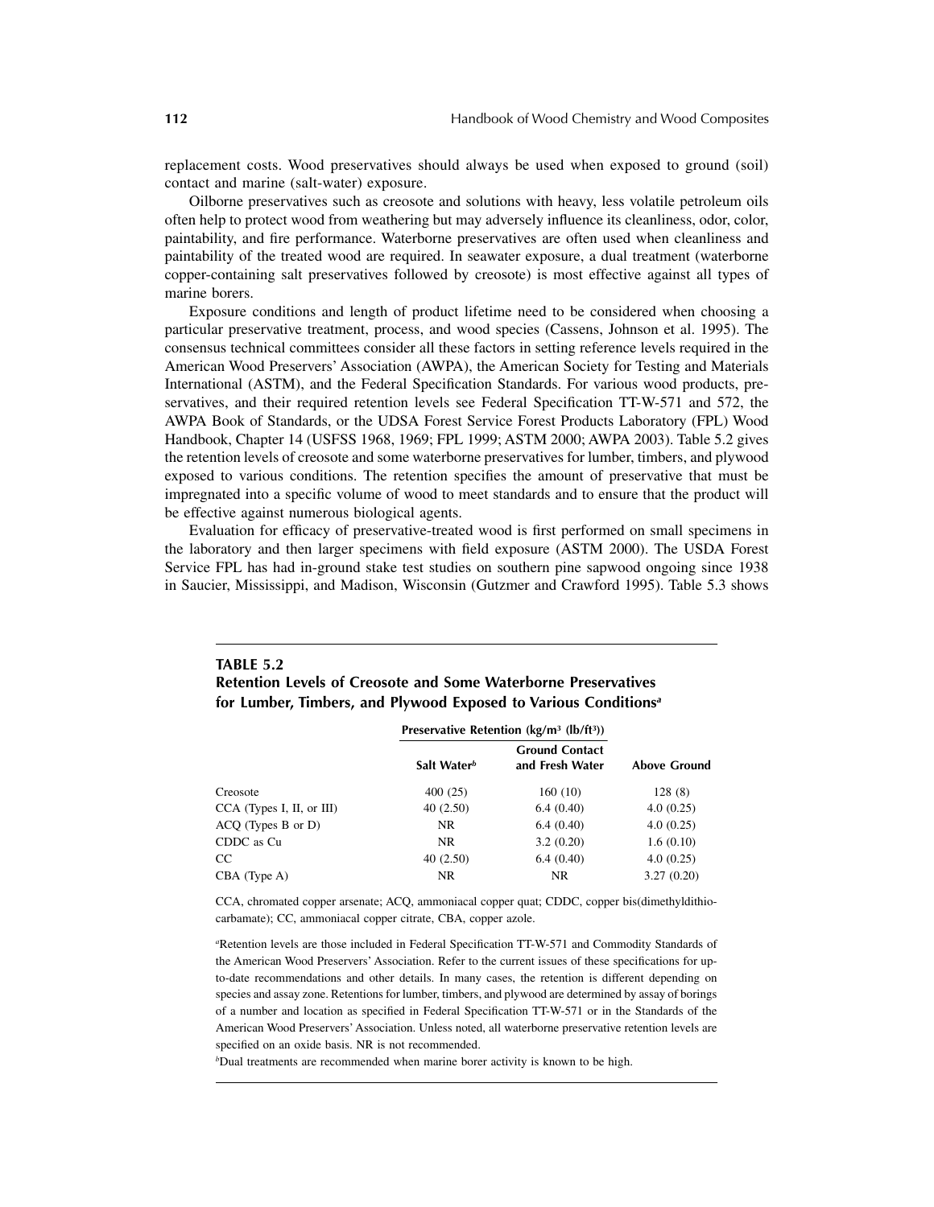replacement costs. Wood preservatives should always be used when exposed to ground (soil) contact and marine (salt-water) exposure.

Oilborne preservatives such as creosote and solutions with heavy, less volatile petroleum oils often help to protect wood from weathering but may adversely influence its cleanliness, odor, color, paintability, and fire performance. Waterborne preservatives are often used when cleanliness and paintability of the treated wood are required. In seawater exposure, a dual treatment (waterborne copper-containing salt preservatives followed by creosote) is most effective against all types of marine borers.

Exposure conditions and length of product lifetime need to be considered when choosing a particular preservative treatment, process, and wood species (Cassens, Johnson et al. 1995). The consensus technical committees consider all these factors in setting reference levels required in the American Wood Preservers' Association (AWPA), the American Society for Testing and Materials International (ASTM), and the Federal Specification Standards. For various wood products, preservatives, and their required retention levels see Federal Specification TT-W-571 and 572, the AWPA Book of Standards, or the UDSA Forest Service Forest Products Laboratory (FPL) Wood Handbook, Chapter 14 (USFSS 1968, 1969; FPL 1999; ASTM 2000; AWPA 2003). Table 5.2 gives the retention levels of creosote and some waterborne preservatives for lumber, timbers, and plywood exposed to various conditions. The retention specifies the amount of preservative that must be impregnated into a specific volume of wood to meet standards and to ensure that the product will be effective against numerous biological agents.

Evaluation for efficacy of preservative-treated wood is first performed on small specimens in the laboratory and then larger specimens with field exposure (ASTM 2000). The USDA Forest Service FPL has had in-ground stake test studies on southern pine sapwood ongoing since 1938 in Saucier, Mississippi, and Madison, Wisconsin (Gutzmer and Crawford 1995). Table 5.3 shows

**TABLE 5.2**
**Retention Levels of Creosote and Some Waterborne Preservatives for Lumber, Timbers, and Plywood Exposed to Various Conditions[a]**

| | Preservative Retention (kg/m³ (lb/ft³)) | | |
|---|---|---|---|
| | Salt Water[b] | Ground Contact and Fresh Water | Above Ground |
| Creosote | 400 (25) | 160 (10) | 128 (8) |
| CCA (Types I, II, or III) | 40 (2.50) | 6.4 (0.40) | 4.0 (0.25) |
| ACQ (Types B or D) | NR | 6.4 (0.40) | 4.0 (0.25) |
| CDDC as Cu | NR | 3.2 (0.20) | 1.6 (0.10) |
| CC | 40 (2.50) | 6.4 (0.40) | 4.0 (0.25) |
| CBA (Type A) | NR | NR | 3.27 (0.20) |

CCA, chromated copper arsenate; ACQ, ammoniacal copper quat; CDDC, copper bis(dimethyldithiocarbamate); CC, ammoniacal copper citrate, CBA, copper azole.

[a]Retention levels are those included in Federal Specification TT-W-571 and Commodity Standards of the American Wood Preservers' Association. Refer to the current issues of these specifications for up-to-date recommendations and other details. In many cases, the retention is different depending on species and assay zone. Retentions for lumber, timbers, and plywood are determined by assay of borings of a number and location as specified in Federal Specification TT-W-571 or in the Standards of the American Wood Preservers' Association. Unless noted, all waterborne preservative retention levels are specified on an oxide basis. NR is not recommended.

[b]Dual treatments are recommended when marine borer activity is known to be high.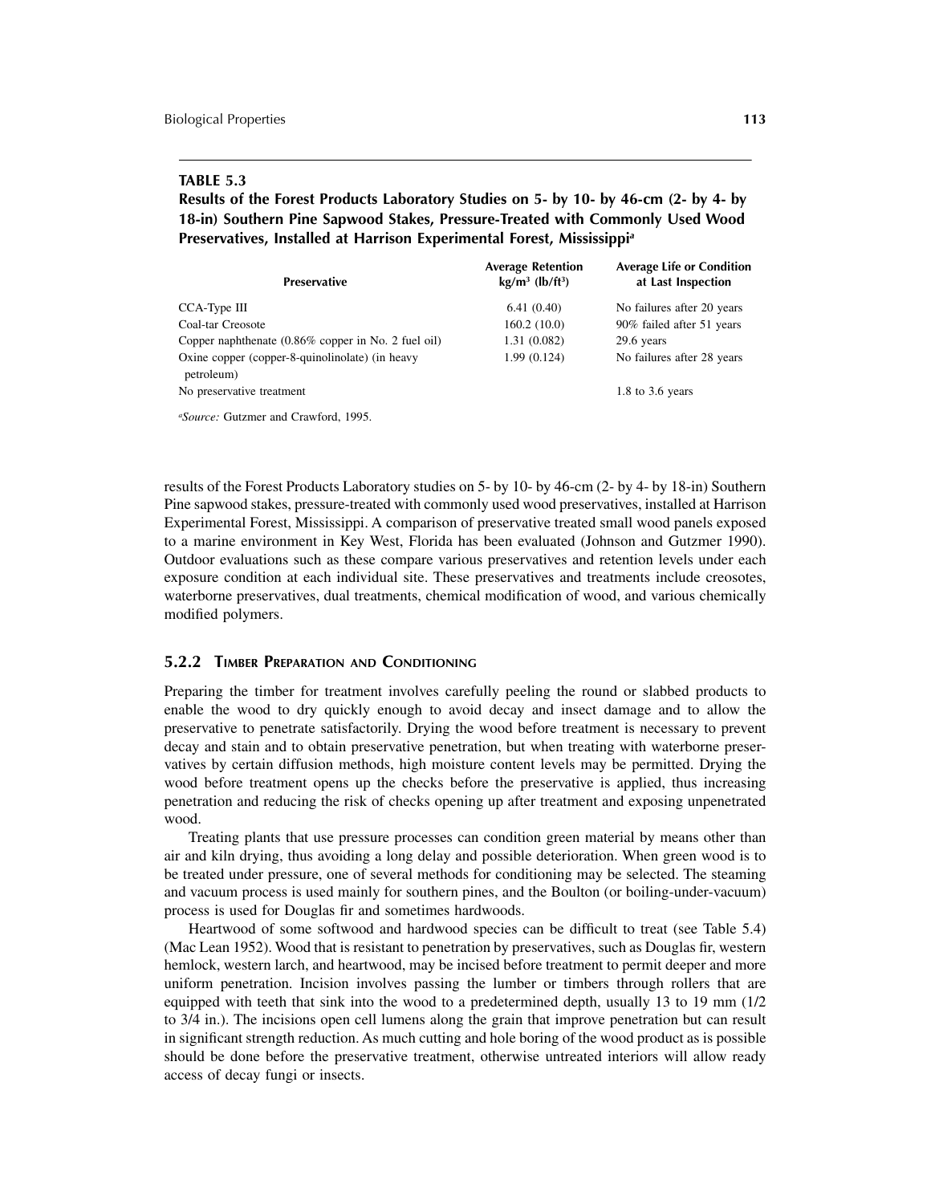**TABLE 5.3**

**Results of the Forest Products Laboratory Studies on 5- by 10- by 46-cm (2- by 4- by 18-in) Southern Pine Sapwood Stakes, Pressure-Treated with Commonly Used Wood Preservatives, Installed at Harrison Experimental Forest, Mississippi[a]**

| Preservative | Average Retention $kg/m^3$ ($lb/ft^3$) | Average Life or Condition at Last Inspection |
|---|---|---|
| CCA-Type III | 6.41 (0.40) | No failures after 20 years |
| Coal-tar Creosote | 160.2 (10.0) | 90% failed after 51 years |
| Copper naphthenate (0.86% copper in No. 2 fuel oil) | 1.31 (0.082) | 29.6 years |
| Oxine copper (copper-8-quinolinolate) (in heavy petroleum) | 1.99 (0.124) | No failures after 28 years |
| No preservative treatment | | 1.8 to 3.6 years |

[a]*Source:* Gutzmer and Crawford, 1995.

results of the Forest Products Laboratory studies on 5- by 10- by 46-cm (2- by 4- by 18-in) Southern Pine sapwood stakes, pressure-treated with commonly used wood preservatives, installed at Harrison Experimental Forest, Mississippi. A comparison of preservative treated small wood panels exposed to a marine environment in Key West, Florida has been evaluated (Johnson and Gutzmer 1990). Outdoor evaluations such as these compare various preservatives and retention levels under each exposure condition at each individual site. These preservatives and treatments include creosotes, waterborne preservatives, dual treatments, chemical modification of wood, and various chemically modified polymers.

### 5.2.2 Timber Preparation and Conditioning

Preparing the timber for treatment involves carefully peeling the round or slabbed products to enable the wood to dry quickly enough to avoid decay and insect damage and to allow the preservative to penetrate satisfactorily. Drying the wood before treatment is necessary to prevent decay and stain and to obtain preservative penetration, but when treating with waterborne preservatives by certain diffusion methods, high moisture content levels may be permitted. Drying the wood before treatment opens up the checks before the preservative is applied, thus increasing penetration and reducing the risk of checks opening up after treatment and exposing unpenetrated wood.

Treating plants that use pressure processes can condition green material by means other than air and kiln drying, thus avoiding a long delay and possible deterioration. When green wood is to be treated under pressure, one of several methods for conditioning may be selected. The steaming and vacuum process is used mainly for southern pines, and the Boulton (or boiling-under-vacuum) process is used for Douglas fir and sometimes hardwoods.

Heartwood of some softwood and hardwood species can be difficult to treat (see Table 5.4) (Mac Lean 1952). Wood that is resistant to penetration by preservatives, such as Douglas fir, western hemlock, western larch, and heartwood, may be incised before treatment to permit deeper and more uniform penetration. Incision involves passing the lumber or timbers through rollers that are equipped with teeth that sink into the wood to a predetermined depth, usually 13 to 19 mm (1/2 to 3/4 in.). The incisions open cell lumens along the grain that improve penetration but can result in significant strength reduction. As much cutting and hole boring of the wood product as is possible should be done before the preservative treatment, otherwise untreated interiors will allow ready access of decay fungi or insects.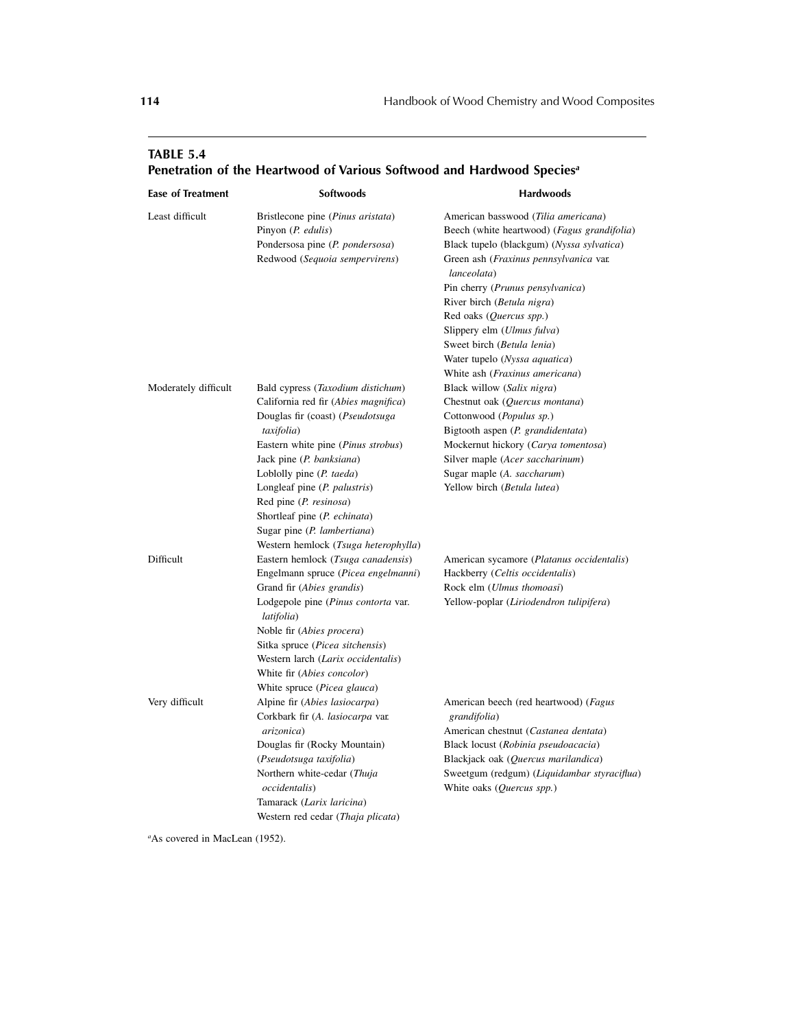**TABLE 5.4**
**Penetration of the Heartwood of Various Softwood and Hardwood Species[a]**

| Ease of Treatment | Softwoods | Hardwoods |
|---|---|---|
| Least difficult | Bristlecone pine (*Pinus aristata*) | American basswood (*Tilia americana*) |
| | Pinyon (*P. edulis*) | Beech (white heartwood) (*Fagus grandifolia*) |
| | Pondersosa pine (*P. pondersosa*) | Black tupelo (blackgum) (*Nyssa sylvatica*) |
| | Redwood (*Sequoia sempervirens*) | Green ash (*Fraxinus pennsylvanica* var. *lanceolata*) |
| | | Pin cherry (*Prunus pensylvanica*) |
| | | River birch (*Betula nigra*) |
| | | Red oaks (*Quercus spp.*) |
| | | Slippery elm (*Ulmus fulva*) |
| | | Sweet birch (*Betula lenia*) |
| | | Water tupelo (*Nyssa aquatica*) |
| | | White ash (*Fraxinus americana*) |
| Moderately difficult | Bald cypress (*Taxodium distichum*) | Black willow (*Salix nigra*) |
| | California red fir (*Abies magnifica*) | Chestnut oak (*Quercus montana*) |
| | Douglas fir (coast) (*Pseudotsuga taxifolia*) | Cottonwood (*Populus sp.*) |
| | Eastern white pine (*Pinus strobus*) | Bigtooth aspen (*P. grandidentata*) |
| | Jack pine (*P. banksiana*) | Mockernut hickory (*Carya tomentosa*) |
| | Loblolly pine (*P. taeda*) | Silver maple (*Acer saccharinum*) |
| | Longleaf pine (*P. palustris*) | Sugar maple (*A. saccharum*) |
| | Red pine (*P. resinosa*) | Yellow birch (*Betula lutea*) |
| | Shortleaf pine (*P. echinata*) | |
| | Sugar pine (*P. lambertiana*) | |
| | Western hemlock (*Tsuga heterophylla*) | |
| Difficult | Eastern hemlock (*Tsuga canadensis*) | American sycamore (*Platanus occidentalis*) |
| | Engelmann spruce (*Picea engelmanni*) | Hackberry (*Celtis occidentalis*) |
| | Grand fir (*Abies grandis*) | Rock elm (*Ulmus thomoasi*) |
| | Lodgepole pine (*Pinus contorta* var. *latifolia*) | Yellow-poplar (*Liriodendron tulipifera*) |
| | Noble fir (*Abies procera*) | |
| | Sitka spruce (*Picea sitchensis*) | |
| | Western larch (*Larix occidentalis*) | |
| | White fir (*Abies concolor*) | |
| | White spruce (*Picea glauca*) | |
| Very difficult | Alpine fir (*Abies lasiocarpa*) | American beech (red heartwood) (*Fagus grandifolia*) |
| | Corkbark fir (*A. lasiocarpa* var. *arizonica*) | American chestnut (*Castanea dentata*) |
| | Douglas fir (Rocky Mountain) (*Pseudotsuga taxifolia*) | Black locust (*Robinia pseudoacacia*) |
| | Northern white-cedar (*Thuja occidentalis*) | Blackjack oak (*Quercus marilandica*) |
| | Tamarack (*Larix laricina*) | Sweetgum (redgum) (*Liquidambar styraciflua*) |
| | Western red cedar (*Thaja plicata*) | White oaks (*Quercus spp.*) |

[a]As covered in MacLean (1952).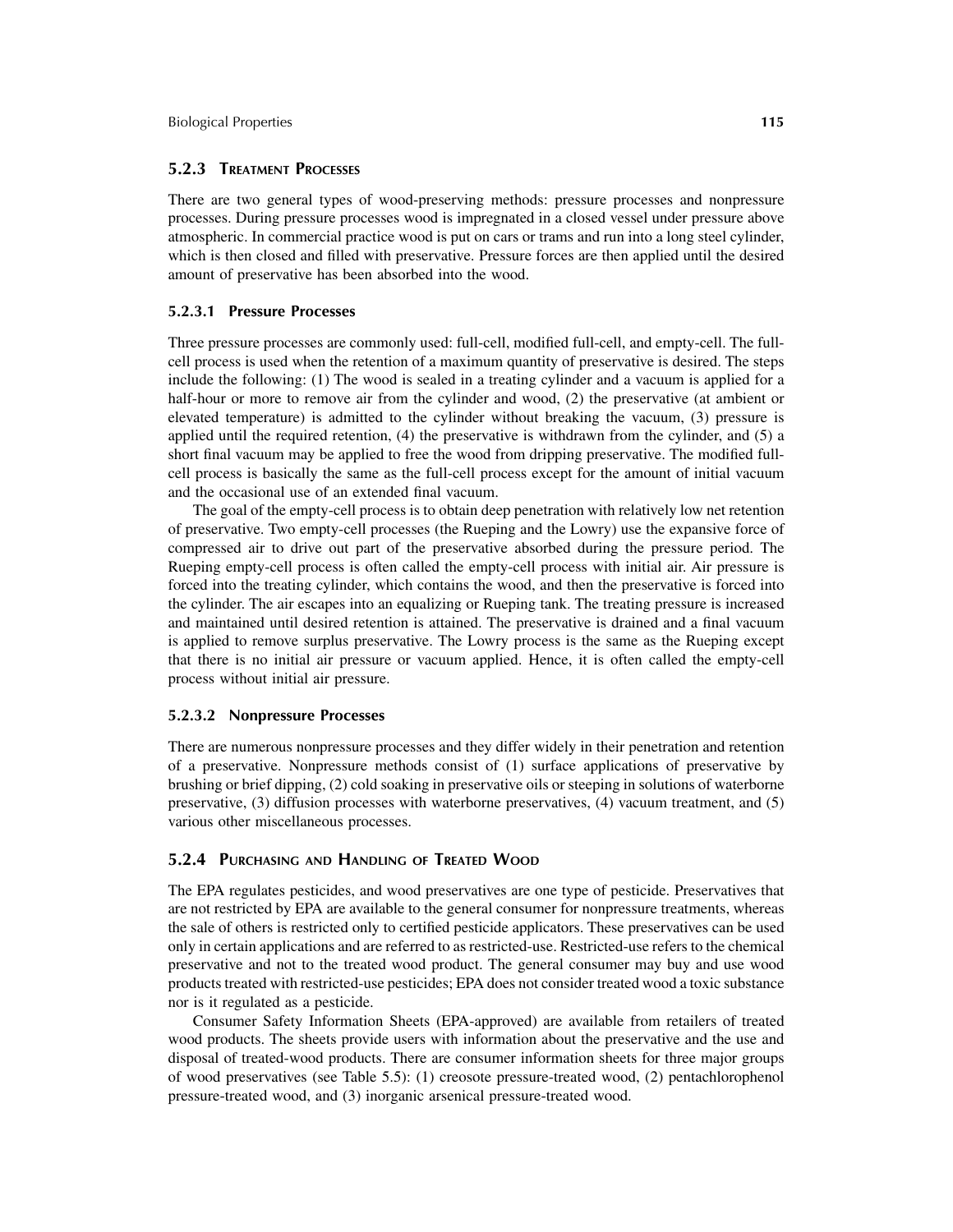### 5.2.3 Treatment Processes

There are two general types of wood-preserving methods: pressure processes and nonpressure processes. During pressure processes wood is impregnated in a closed vessel under pressure above atmospheric. In commercial practice wood is put on cars or trams and run into a long steel cylinder, which is then closed and filled with preservative. Pressure forces are then applied until the desired amount of preservative has been absorbed into the wood.

#### 5.2.3.1 Pressure Processes

Three pressure processes are commonly used: full-cell, modified full-cell, and empty-cell. The full-cell process is used when the retention of a maximum quantity of preservative is desired. The steps include the following: (1) The wood is sealed in a treating cylinder and a vacuum is applied for a half-hour or more to remove air from the cylinder and wood, (2) the preservative (at ambient or elevated temperature) is admitted to the cylinder without breaking the vacuum, (3) pressure is applied until the required retention, (4) the preservative is withdrawn from the cylinder, and (5) a short final vacuum may be applied to free the wood from dripping preservative. The modified full-cell process is basically the same as the full-cell process except for the amount of initial vacuum and the occasional use of an extended final vacuum.

The goal of the empty-cell process is to obtain deep penetration with relatively low net retention of preservative. Two empty-cell processes (the Rueping and the Lowry) use the expansive force of compressed air to drive out part of the preservative absorbed during the pressure period. The Rueping empty-cell process is often called the empty-cell process with initial air. Air pressure is forced into the treating cylinder, which contains the wood, and then the preservative is forced into the cylinder. The air escapes into an equalizing or Rueping tank. The treating pressure is increased and maintained until desired retention is attained. The preservative is drained and a final vacuum is applied to remove surplus preservative. The Lowry process is the same as the Rueping except that there is no initial air pressure or vacuum applied. Hence, it is often called the empty-cell process without initial air pressure.

#### 5.2.3.2 Nonpressure Processes

There are numerous nonpressure processes and they differ widely in their penetration and retention of a preservative. Nonpressure methods consist of (1) surface applications of preservative by brushing or brief dipping, (2) cold soaking in preservative oils or steeping in solutions of waterborne preservative, (3) diffusion processes with waterborne preservatives, (4) vacuum treatment, and (5) various other miscellaneous processes.

### 5.2.4 Purchasing and Handling of Treated Wood

The EPA regulates pesticides, and wood preservatives are one type of pesticide. Preservatives that are not restricted by EPA are available to the general consumer for nonpressure treatments, whereas the sale of others is restricted only to certified pesticide applicators. These preservatives can be used only in certain applications and are referred to as restricted-use. Restricted-use refers to the chemical preservative and not to the treated wood product. The general consumer may buy and use wood products treated with restricted-use pesticides; EPA does not consider treated wood a toxic substance nor is it regulated as a pesticide.

Consumer Safety Information Sheets (EPA-approved) are available from retailers of treated wood products. The sheets provide users with information about the preservative and the use and disposal of treated-wood products. There are consumer information sheets for three major groups of wood preservatives (see Table 5.5): (1) creosote pressure-treated wood, (2) pentachlorophenol pressure-treated wood, and (3) inorganic arsenical pressure-treated wood.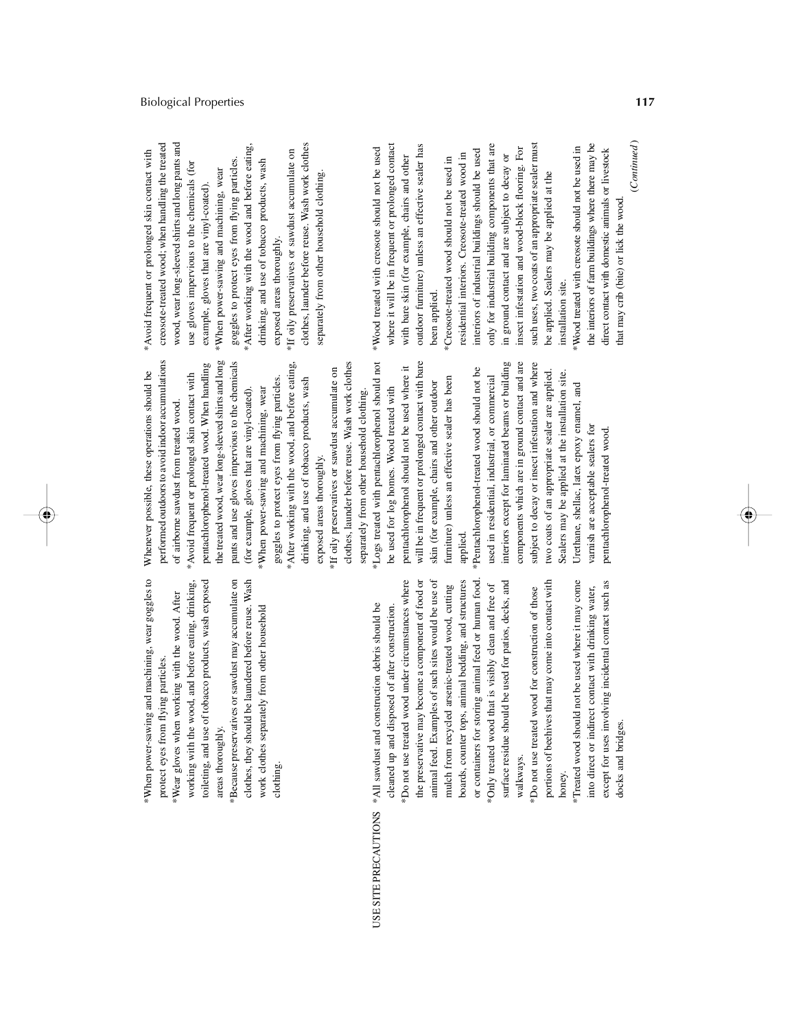| | | | |
|---|---|---|---|
| | *When power-sawing and machining, wear goggles to protect eyes from flying particles.<br>*Wear gloves when working with the wood. After working with the wood, and before eating, drinking, toileting, and use of tobacco products, wash exposed areas thoroughly.<br>*Because preservatives or sawdust may accumulate on clothes, they should be laundered before reuse. Wash work clothes separately from other household clothing. | Whenever possible, these operations should be performed outdoors to avoid indoor accumulations of airborne sawdust from treated wood.<br>*Avoid frequent or prolonged skin contact with pentachlorophenol-treated wood. When handling the treated wood, wear long-sleeved shirts and long pants and use gloves impervious to the chemicals (for example, gloves that are vinyl-coated).<br>*When power-sawing and machining, wear goggles to protect eyes from flying particles.<br>*After working with the wood, and before eating, drinking, and use of tobacco products, wash exposed areas thoroughly.<br>*If oily preservatives or sawdust accumulate on clothes, launder before reuse. Wash work clothes separately from other household clothing. | *Avoid frequent or prolonged skin contact with creosote-treated wood; when handling the treated wood, wear long-sleeved shirts and long pants and use gloves impervious to the chemicals (for example, gloves that are vinyl-coated).<br>*When power-sawing and machining, wear goggles to protect eyes from flying particles.<br>*After working with the wood and before eating, drinking, and use of tobacco products, wash exposed areas thoroughly.<br>*If oily preservatives or sawdust accumulate on clothes, launder before reuse. Wash work clothes separately from other household clothing. |
| USE SITE PRECAUTIONS | *All sawdust and construction debris should be cleaned up and disposed of after construction.<br>*Do not use treated wood under circumstances where the preservative may become a component of food or animal feed. Examples of such sites would be use of mulch from recycled arsenic-treated wood, cutting boards, counter tops, animal bedding, and structures or containers for storing animal feed or human food.<br>*Only treated wood that is visibly clean and free of surface residue should be used for patios, decks, and walkways.<br>*Do not use treated wood for construction of those portions of beehives that may come into contact with honey.<br>*Treated wood should not be used where it may come into direct or indirect contact with drinking water, except for uses involving incidental contact such as docks and bridges. | *Logs treated with pentachlorophenol should not be used for log homes. Wood treated with pentachlorophenol should not be used where it will be in frequent or prolonged contact with bare skin (for example, chairs and other outdoor furniture) unless an effective sealer has been applied.<br>*Pentachlorophenol-treated wood should not be used in residential, industrial, or commercial interiors except for laminated beams or building components which are in ground contact and are subject to decay or insect infestation and where two coats of an appropriate sealer are applied. Sealers may be applied at the installation site. Urethane, shellac, latex epoxy enamel, and varnish are acceptable sealers for pentachlorophenol-treated wood. | *Wood treated with creosote should not be used where it will be in frequent or prolonged contact with bare skin (for example, chairs and other outdoor furniture) unless an effective sealer has been applied.<br>*Creosote-treated wood should not be used in residential interiors. Creosote-treated wood in interiors of industrial buildings should be used only for industrial building components that are in ground contact and are subject to decay or insect infestation and wood-block flooring. For such uses, two coats of an appropriate sealer must be applied. Sealers may be applied at the installation site.<br>*Wood treated with creosote should not be used in the interiors of farm buildings where there may be direct contact with domestic animals or livestock that may crib (bite) or lick the wood. |

*(Continued)*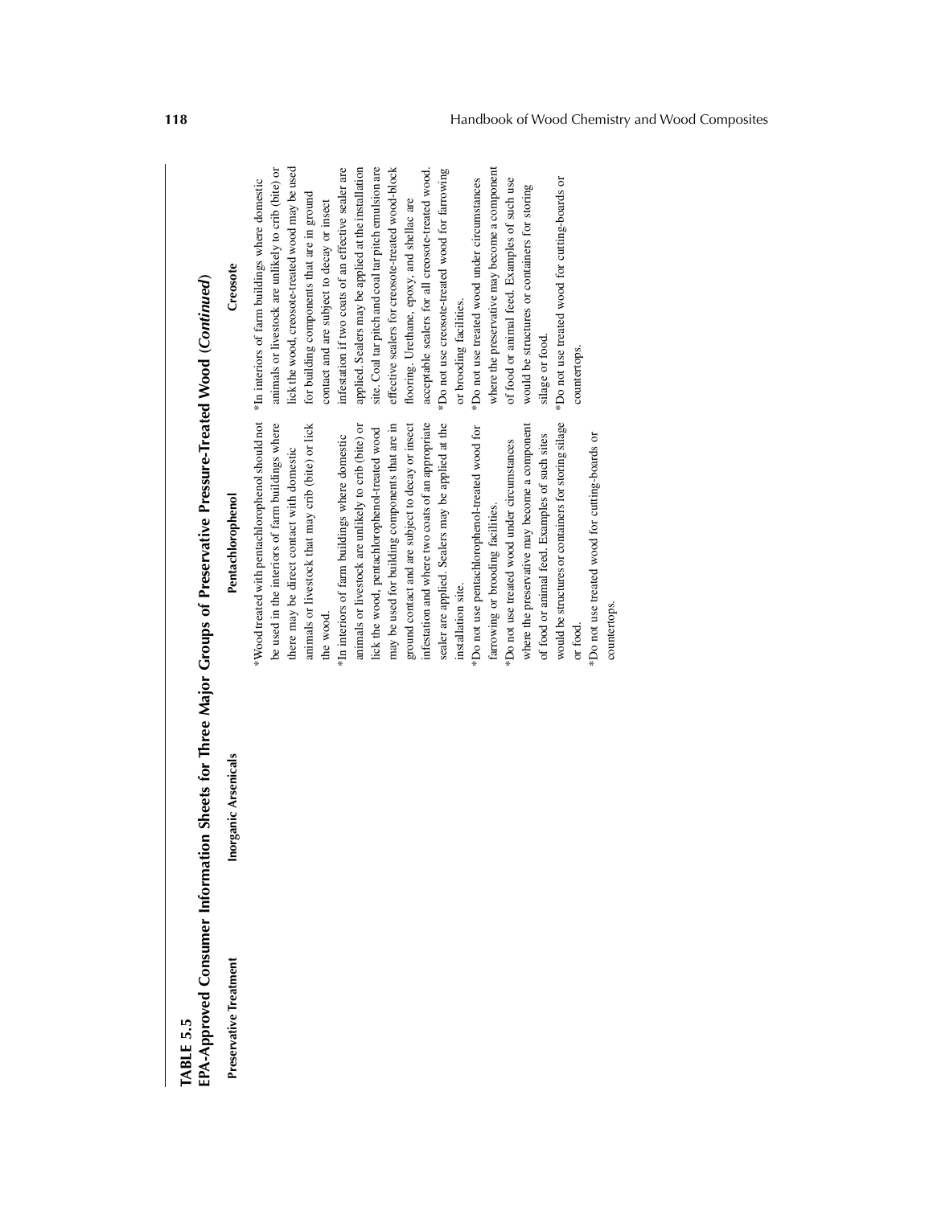**TABLE 5.5**
**EPA-Approved Consumer Information Sheets for Three Major Groups of Preservative Pressure-Treated Wood (*Continued*)**

| Preservative Treatment | Inorganic Arsenicals | Pentachlorophenol | Creosote |
|---|---|---|---|
| | | *Wood treated with pentachlorophenol should not be used in the interiors of farm buildings where there may be direct contact with domestic animals or livestock that may crib (bite) or lick the wood.<br>*In interiors of farm buildings where domestic animals or livestock are unlikely to crib (bite) or lick the wood, pentachlorophenol-treated wood may be used for building components that are in ground contact and are subject to decay or insect infestation and where two coats of an appropriate sealer are applied. Sealers may be applied at the installation site.<br>*Do not use pentachlorophenol-treated wood for farrowing or brooding facilities.<br>*Do not use treated wood under circumstances where the preservative may become a component of food or animal feed. Examples of such sites would be structures or containers for storing silage or food.<br>*Do not use treated wood for cutting-boards or countertops. | *In interiors of farm buildings where domestic animals or livestock are unlikely to crib (bite) or lick the wood, creosote-treated wood may be used for building components that are in ground contact and are subject to decay or insect infestation if two coats of an effective sealer are applied. Sealers may be applied at the installation site. Coal tar pitch and coal tar pitch emulsion are effective sealers for creosote-treated wood-block flooring. Urethane, epoxy, and shellac are acceptable sealers for all creosote-treated wood.<br>*Do not use creosote-treated wood for farrowing or brooding facilities.<br>*Do not use treated wood under circumstances where the preservative may become a component of food or animal feed. Examples of such use would be structures or containers for storing silage or food.<br>*Do not use treated wood for cutting-boards or countertops. |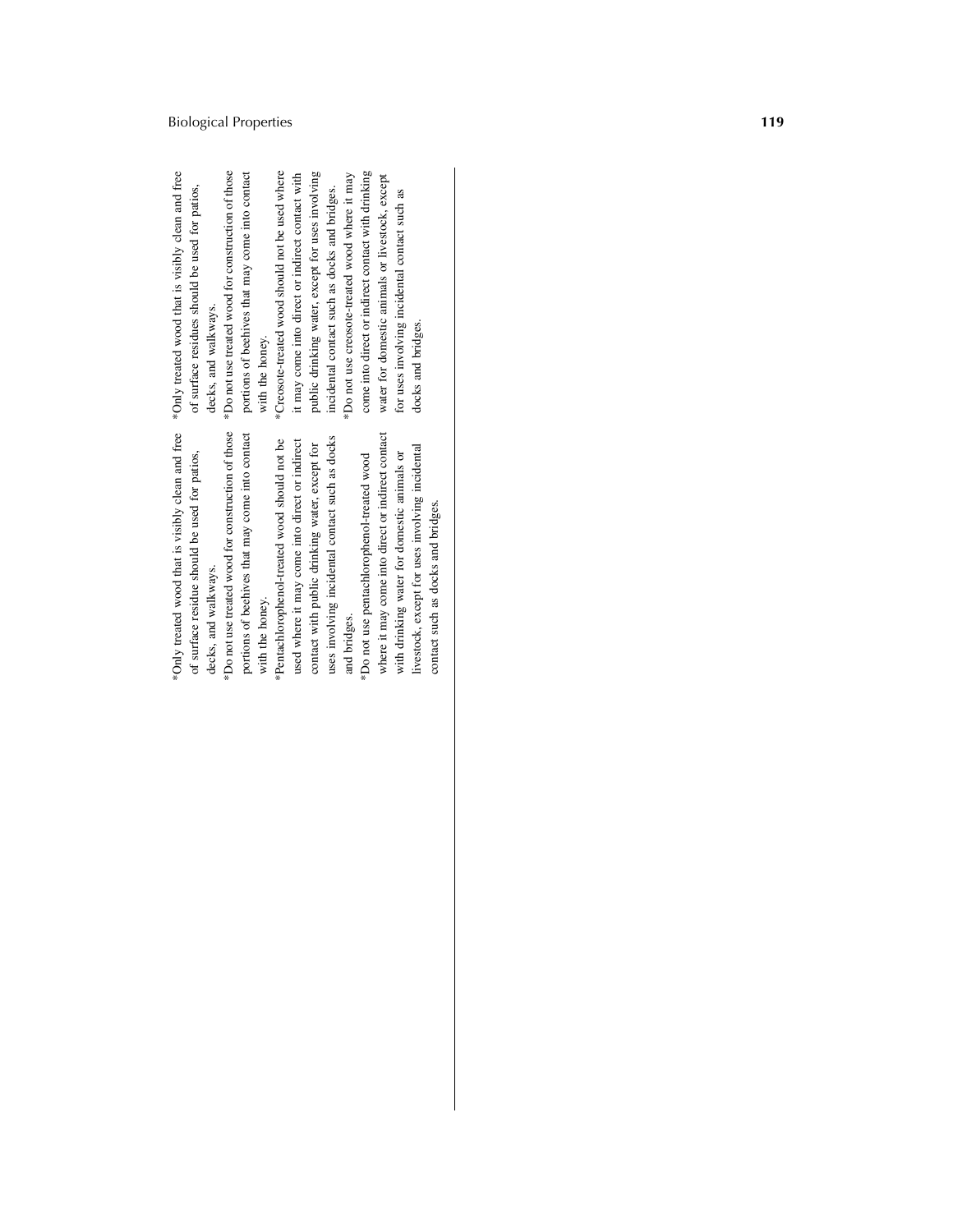*Only treated wood that is visibly clean and free of surface residue should be used for patios, decks, and walkways.

*Do not use treated wood for construction of those portions of beehives that may come into contact with the honey.

*Pentachlorophenol-treated wood should not be used where it may come into direct or indirect contact with public drinking water, except for uses involving incidental contact such as docks and bridges.

*Do not use pentachlorophenol-treated wood where it may come into direct or indirect contact with drinking water for domestic animals or livestock, except for uses involving incidental contact such as docks and bridges.

*Only treated wood that is visibly clean and free of surface residues should be used for patios, decks, and walkways.

*Do not use treated wood for construction of those portions of beehives that may come into contact with the honey.

*Creosote-treated wood should not be used where it may come into direct or indirect contact with public drinking water, except for uses involving incidental contact such as docks and bridges.

*Do not use creosote-treated wood where it may come into direct or indirect contact with drinking water for domestic animals or livestock, except for uses involving incidental contact such as docks and bridges.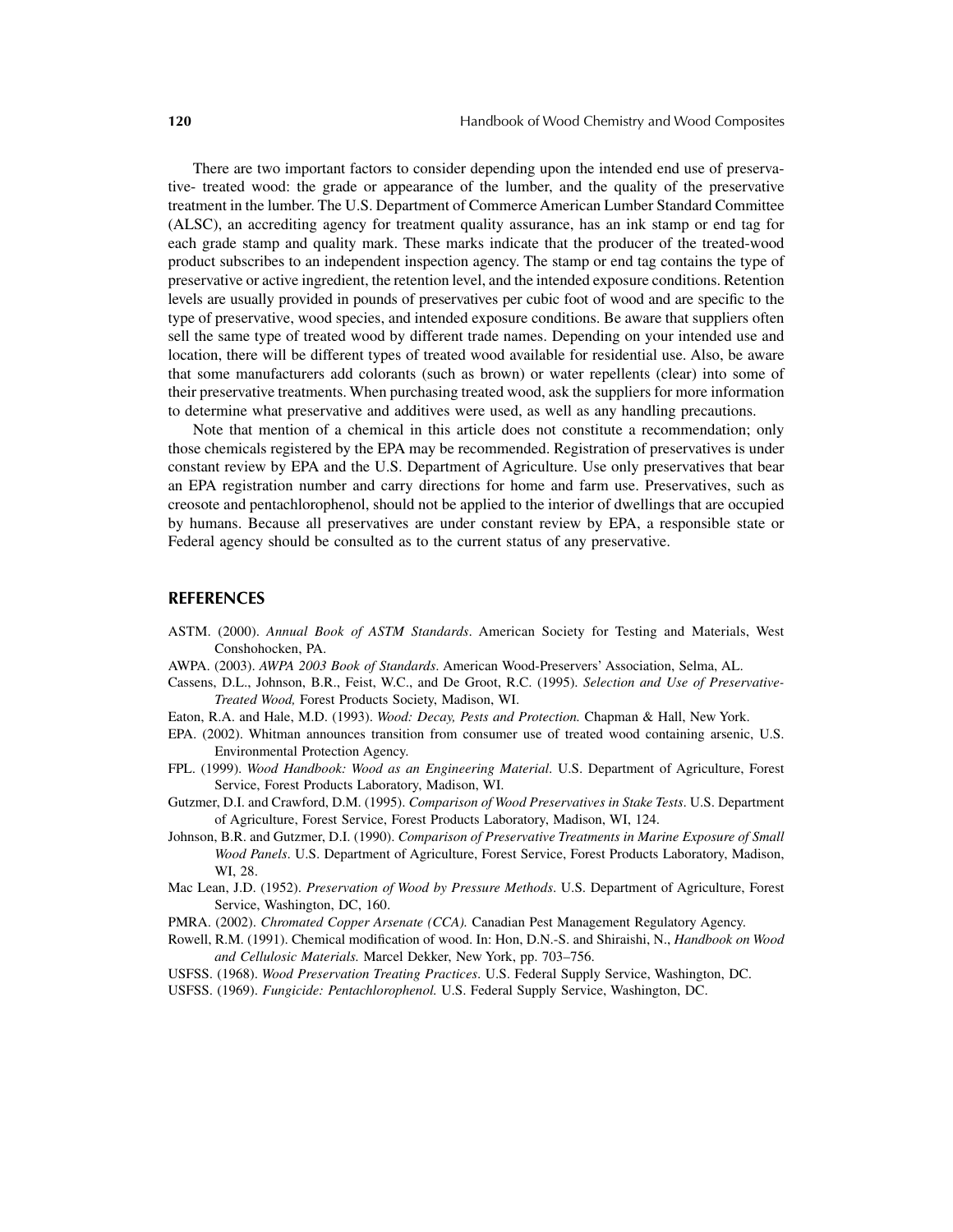There are two important factors to consider depending upon the intended end use of preservative- treated wood: the grade or appearance of the lumber, and the quality of the preservative treatment in the lumber. The U.S. Department of Commerce American Lumber Standard Committee (ALSC), an accrediting agency for treatment quality assurance, has an ink stamp or end tag for each grade stamp and quality mark. These marks indicate that the producer of the treated-wood product subscribes to an independent inspection agency. The stamp or end tag contains the type of preservative or active ingredient, the retention level, and the intended exposure conditions. Retention levels are usually provided in pounds of preservatives per cubic foot of wood and are specific to the type of preservative, wood species, and intended exposure conditions. Be aware that suppliers often sell the same type of treated wood by different trade names. Depending on your intended use and location, there will be different types of treated wood available for residential use. Also, be aware that some manufacturers add colorants (such as brown) or water repellents (clear) into some of their preservative treatments. When purchasing treated wood, ask the suppliers for more information to determine what preservative and additives were used, as well as any handling precautions.

Note that mention of a chemical in this article does not constitute a recommendation; only those chemicals registered by the EPA may be recommended. Registration of preservatives is under constant review by EPA and the U.S. Department of Agriculture. Use only preservatives that bear an EPA registration number and carry directions for home and farm use. Preservatives, such as creosote and pentachlorophenol, should not be applied to the interior of dwellings that are occupied by humans. Because all preservatives are under constant review by EPA, a responsible state or Federal agency should be consulted as to the current status of any preservative.

## REFERENCES

ASTM. (2000). *Annual Book of ASTM Standards*. American Society for Testing and Materials, West Conshohocken, PA.

AWPA. (2003). *AWPA 2003 Book of Standards*. American Wood-Preservers' Association, Selma, AL.

Cassens, D.L., Johnson, B.R., Feist, W.C., and De Groot, R.C. (1995). *Selection and Use of Preservative-Treated Wood,* Forest Products Society, Madison, WI.

Eaton, R.A. and Hale, M.D. (1993). *Wood: Decay, Pests and Protection.* Chapman & Hall, New York.

EPA. (2002). Whitman announces transition from consumer use of treated wood containing arsenic, U.S. Environmental Protection Agency.

FPL. (1999). *Wood Handbook: Wood as an Engineering Material*. U.S. Department of Agriculture, Forest Service, Forest Products Laboratory, Madison, WI.

Gutzmer, D.I. and Crawford, D.M. (1995). *Comparison of Wood Preservatives in Stake Tests*. U.S. Department of Agriculture, Forest Service, Forest Products Laboratory, Madison, WI, 124.

Johnson, B.R. and Gutzmer, D.I. (1990). *Comparison of Preservative Treatments in Marine Exposure of Small Wood Panels*. U.S. Department of Agriculture, Forest Service, Forest Products Laboratory, Madison, WI, 28.

Mac Lean, J.D. (1952). *Preservation of Wood by Pressure Methods*. U.S. Department of Agriculture, Forest Service, Washington, DC, 160.

PMRA. (2002). *Chromated Copper Arsenate (CCA).* Canadian Pest Management Regulatory Agency.

Rowell, R.M. (1991). Chemical modification of wood. In: Hon, D.N.-S. and Shiraishi, N., *Handbook on Wood and Cellulosic Materials.* Marcel Dekker, New York, pp. 703–756.

USFSS. (1968). *Wood Preservation Treating Practices*. U.S. Federal Supply Service, Washington, DC.

USFSS. (1969). *Fungicide: Pentachlorophenol.* U.S. Federal Supply Service, Washington, DC.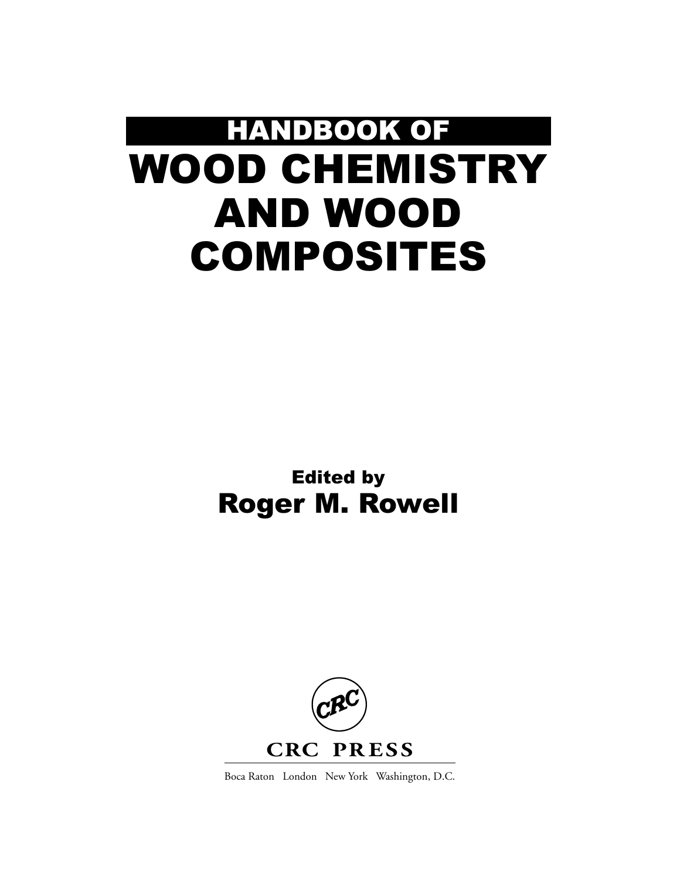# HANDBOOK OF WOOD CHEMISTRY AND WOOD COMPOSITES

**Edited by**

## Roger M. Rowell

CRC

**CRC PRESS**

Boca Raton London New York Washington, D.C.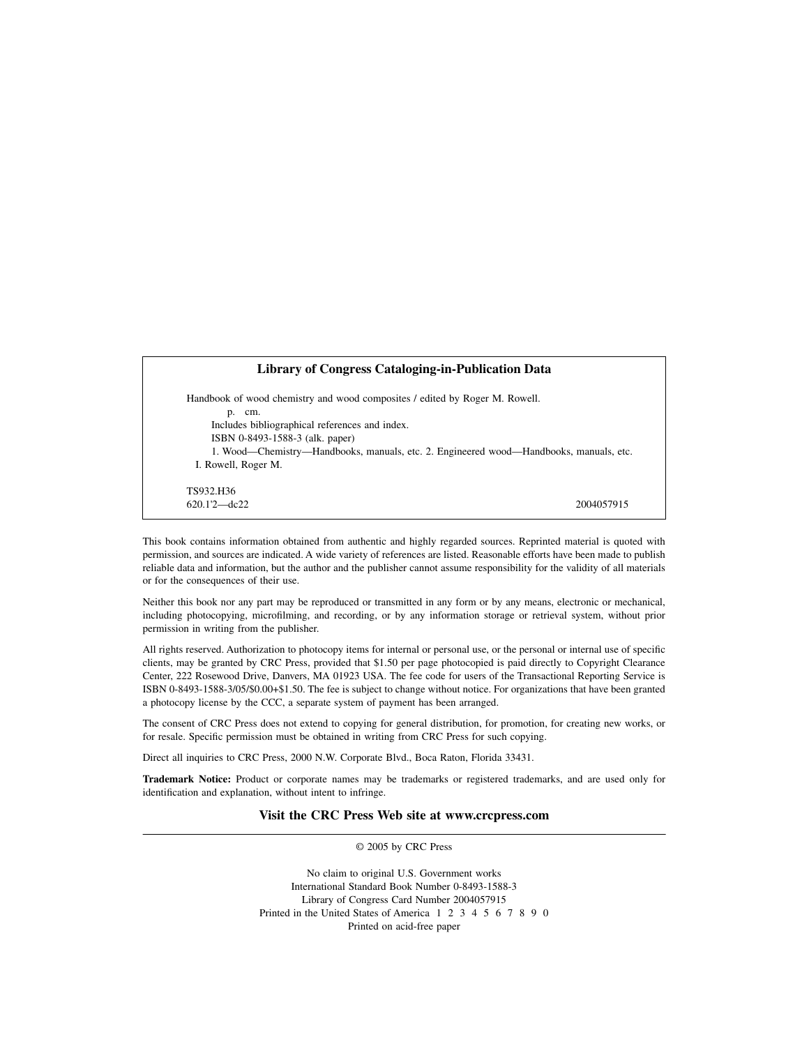**Library of Congress Cataloging-in-Publication Data**

Handbook of wood chemistry and wood composites / edited by Roger M. Rowell.
p. cm.
Includes bibliographical references and index.
ISBN 0-8493-1588-3 (alk. paper)
1. Wood—Chemistry—Handbooks, manuals, etc. 2. Engineered wood—Handbooks, manuals, etc.
I. Rowell, Roger M.

TS932.H36
620.1'2—dc22 2004057915

This book contains information obtained from authentic and highly regarded sources. Reprinted material is quoted with permission, and sources are indicated. A wide variety of references are listed. Reasonable efforts have been made to publish reliable data and information, but the author and the publisher cannot assume responsibility for the validity of all materials or for the consequences of their use.

Neither this book nor any part may be reproduced or transmitted in any form or by any means, electronic or mechanical, including photocopying, microfilming, and recording, or by any information storage or retrieval system, without prior permission in writing from the publisher.

All rights reserved. Authorization to photocopy items for internal or personal use, or the personal or internal use of specific clients, may be granted by CRC Press, provided that $1.50 per page photocopied is paid directly to Copyright Clearance Center, 222 Rosewood Drive, Danvers, MA 01923 USA. The fee code for users of the Transactional Reporting Service is ISBN 0-8493-1588-3/05/$0.00+$1.50. The fee is subject to change without notice. For organizations that have been granted a photocopy license by the CCC, a separate system of payment has been arranged.

The consent of CRC Press does not extend to copying for general distribution, for promotion, for creating new works, or for resale. Specific permission must be obtained in writing from CRC Press for such copying.

Direct all inquiries to CRC Press, 2000 N.W. Corporate Blvd., Boca Raton, Florida 33431.

**Trademark Notice:** Product or corporate names may be trademarks or registered trademarks, and are used only for identification and explanation, without intent to infringe.

**Visit the CRC Press Web site at www.crcpress.com**

© 2005 by CRC Press

No claim to original U.S. Government works
International Standard Book Number 0-8493-1588-3
Library of Congress Card Number 2004057915
Printed in the United States of America 1 2 3 4 5 6 7 8 9 0
Printed on acid-free paper